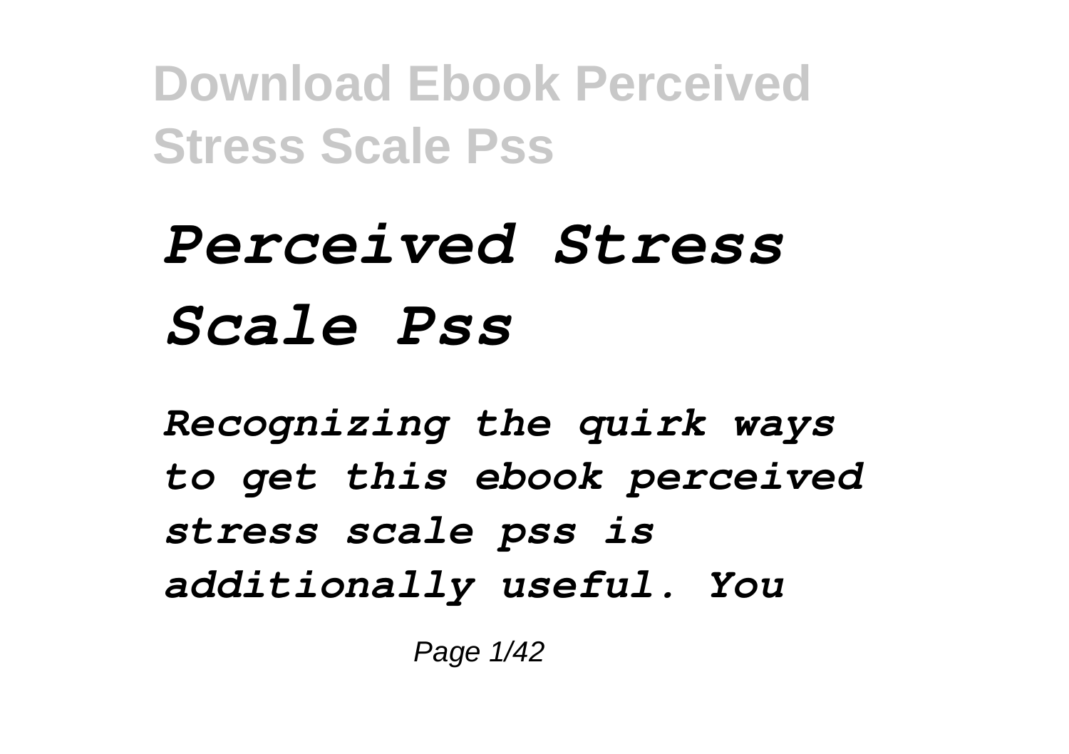# *Perceived Stress Scale Pss*

*Recognizing the quirk ways to get this ebook perceived stress scale pss is additionally useful. You*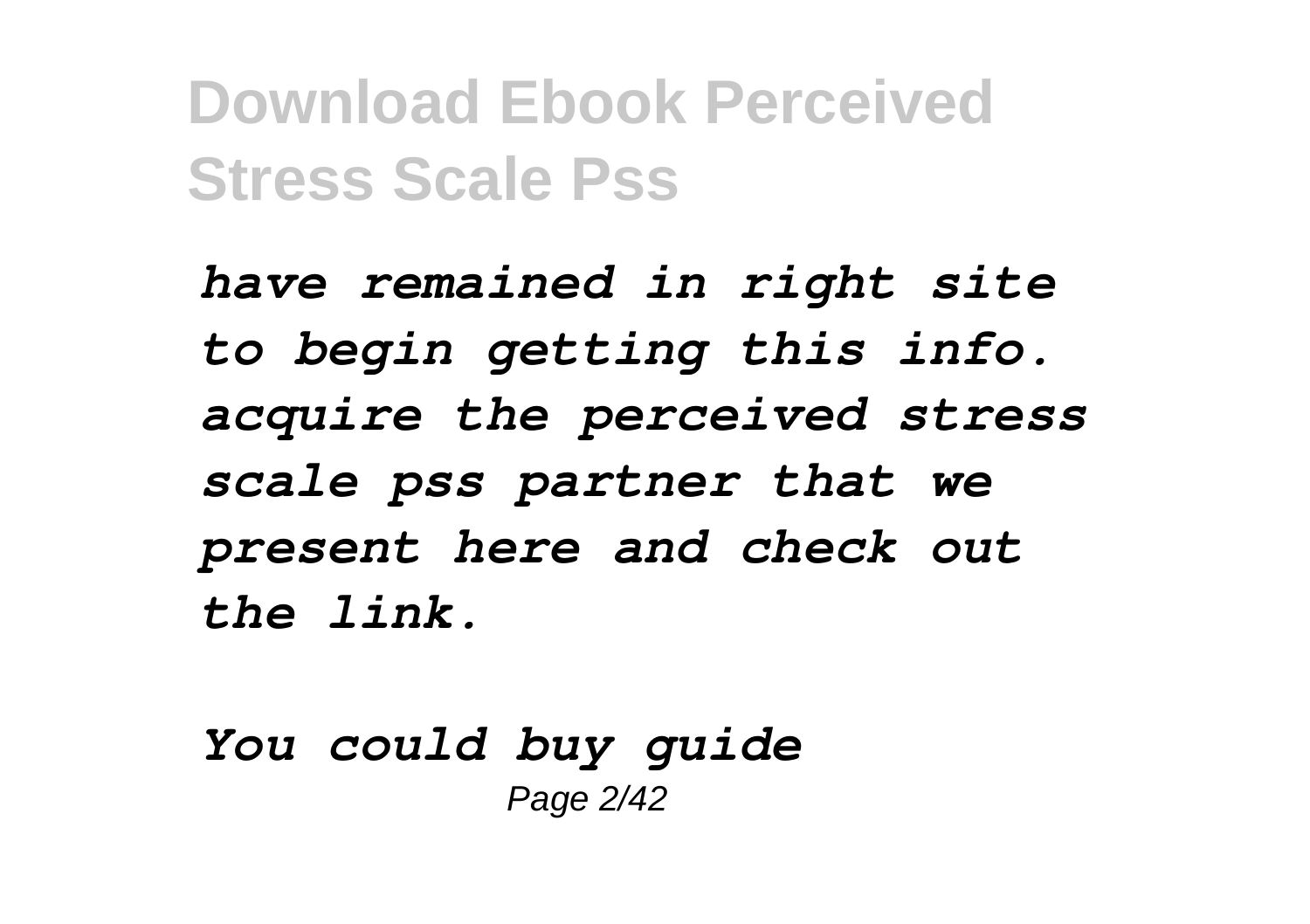*have remained in right site to begin getting this info. acquire the perceived stress scale pss partner that we present here and check out the link.*

*You could buy guide*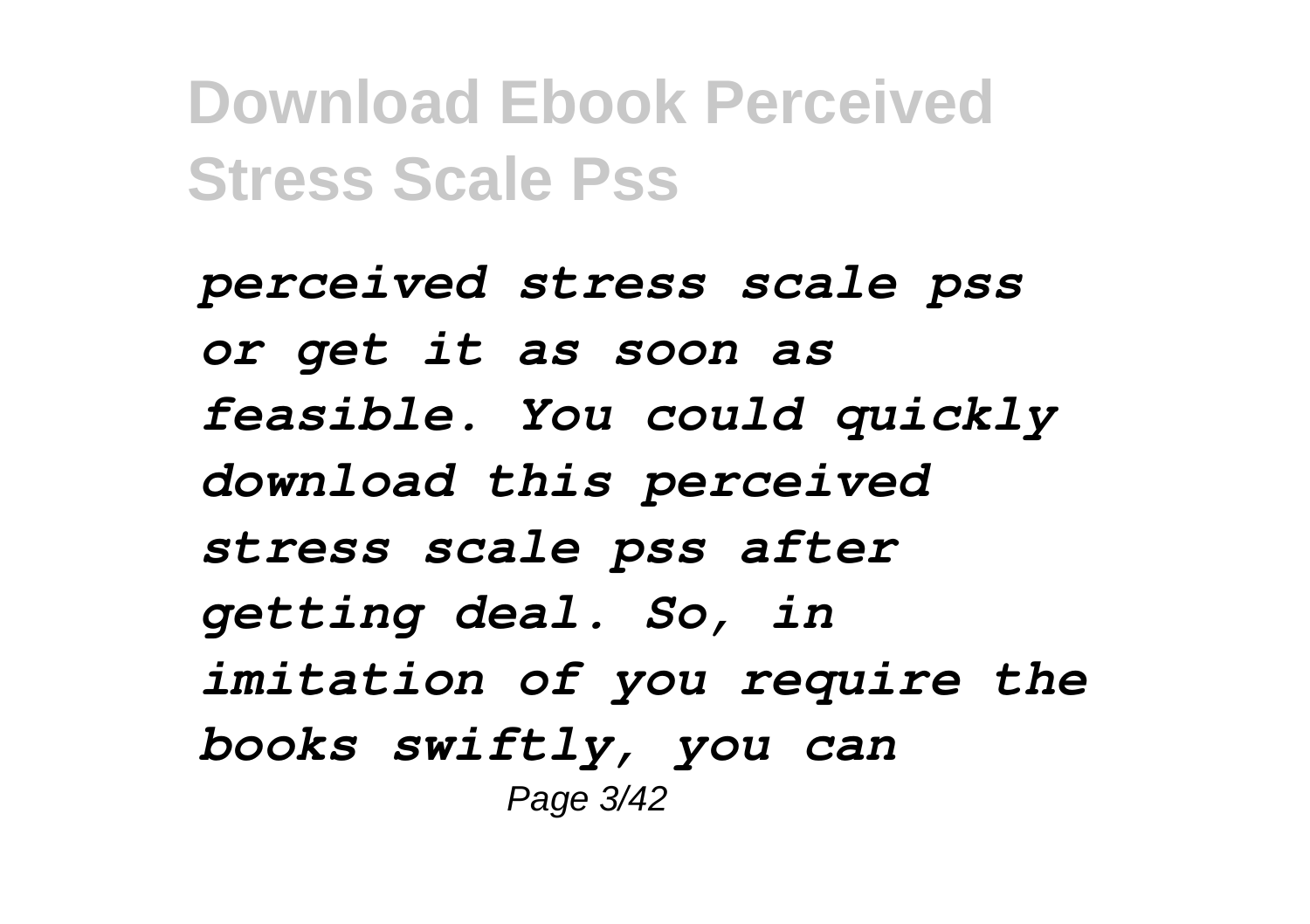*perceived stress scale pss or get it as soon as feasible. You could quickly download this perceived stress scale pss after getting deal. So, in imitation of you require the books swiftly, you can*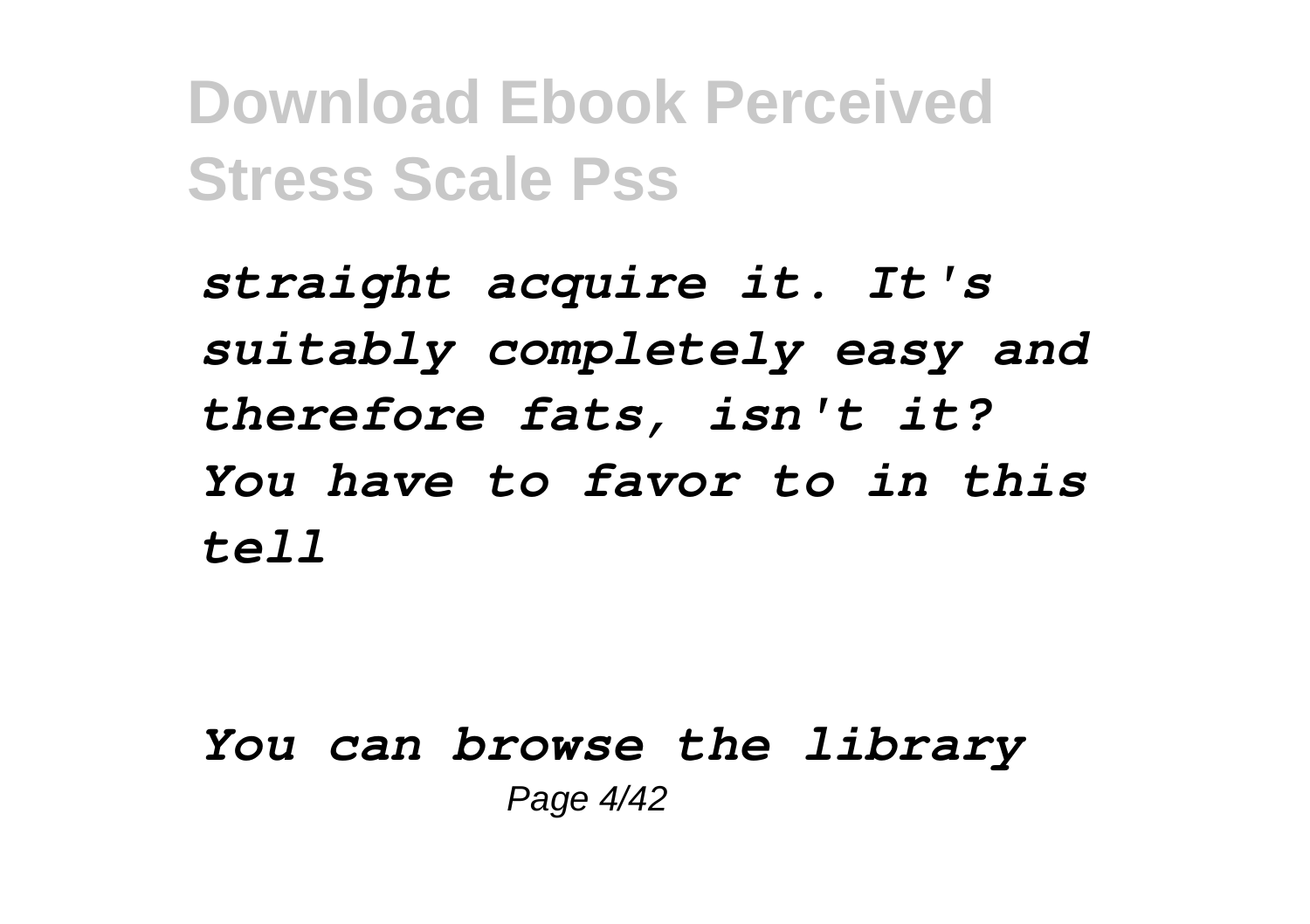*straight acquire it. It's suitably completely easy and therefore fats, isn't it? You have to favor to in this tell*

*You can browse the library*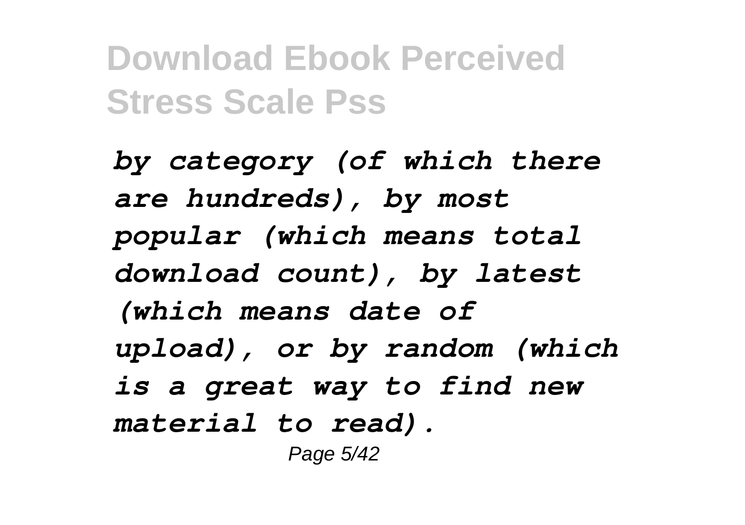*by category (of which there are hundreds), by most popular (which means total download count), by latest (which means date of upload), or by random (which is a great way to find new material to read).*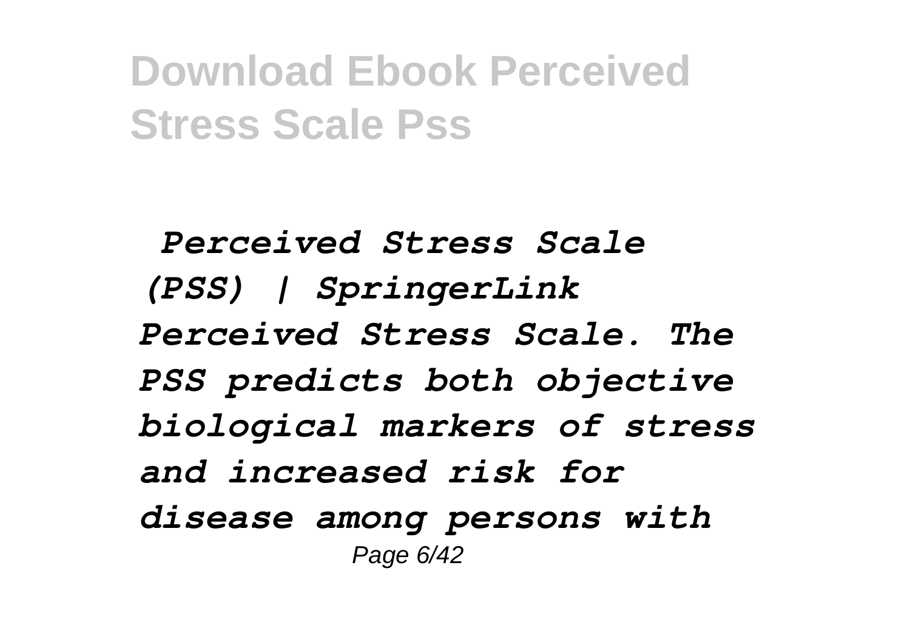*Perceived Stress Scale (PSS) | SpringerLink*

*Perceived Stress Scale. The PSS predicts both objective biological markers of stress and increased risk for disease among persons with*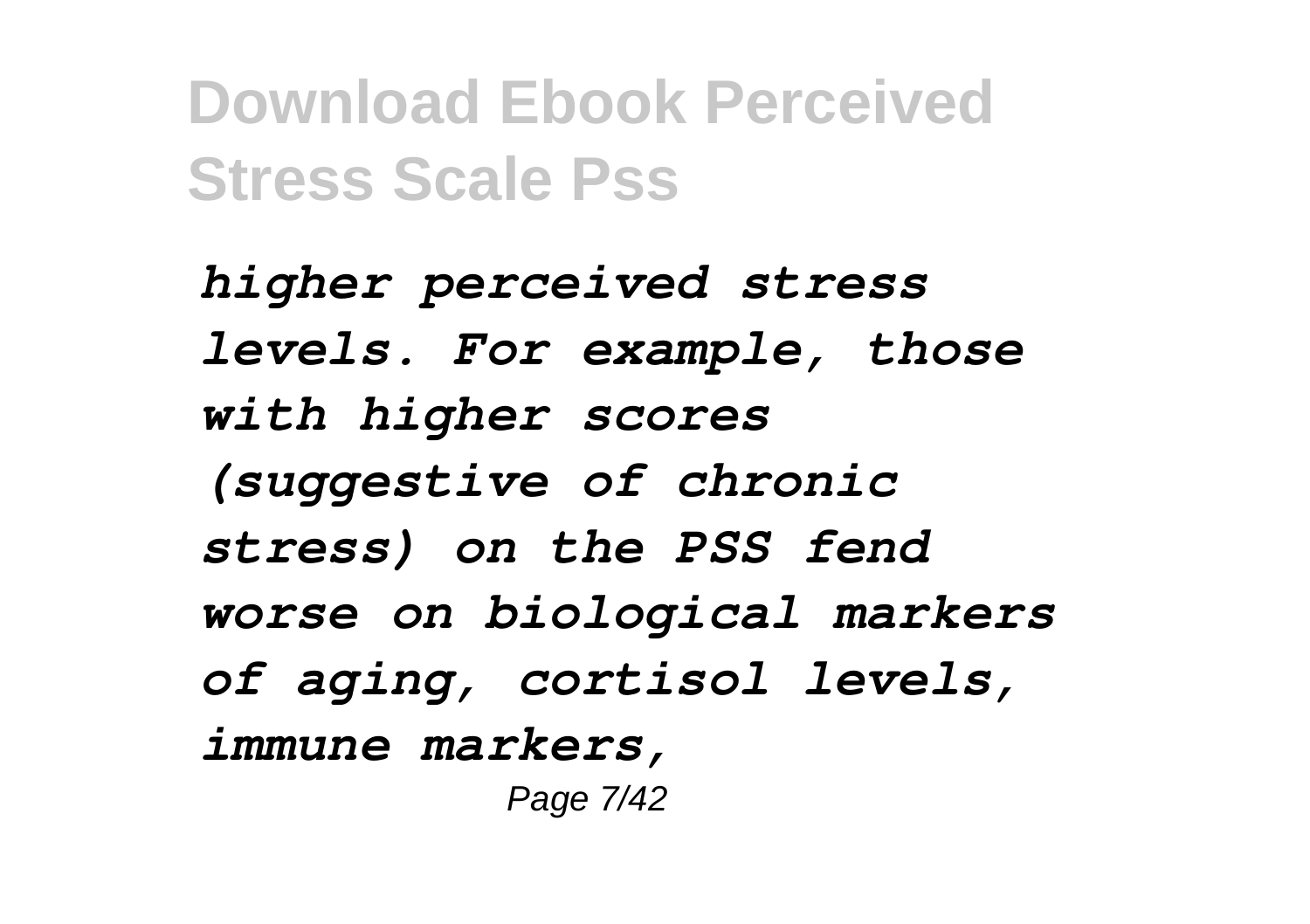*higher perceived stress levels. For example, those with higher scores (suggestive of chronic stress) on the PSS fend worse on biological markers of aging, cortisol levels, immune markers,*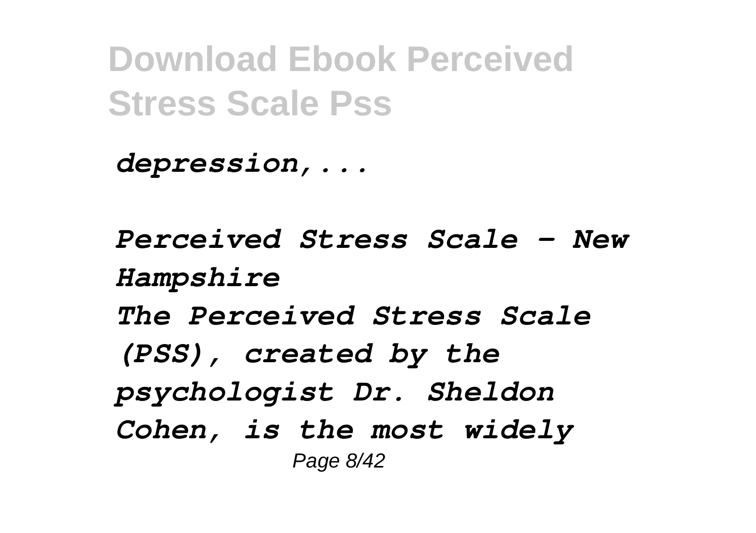*depression,...*

*Perceived Stress Scale - New Hampshire*

*The Perceived Stress Scale (PSS), created by the psychologist Dr. Sheldon Cohen, is the most widely*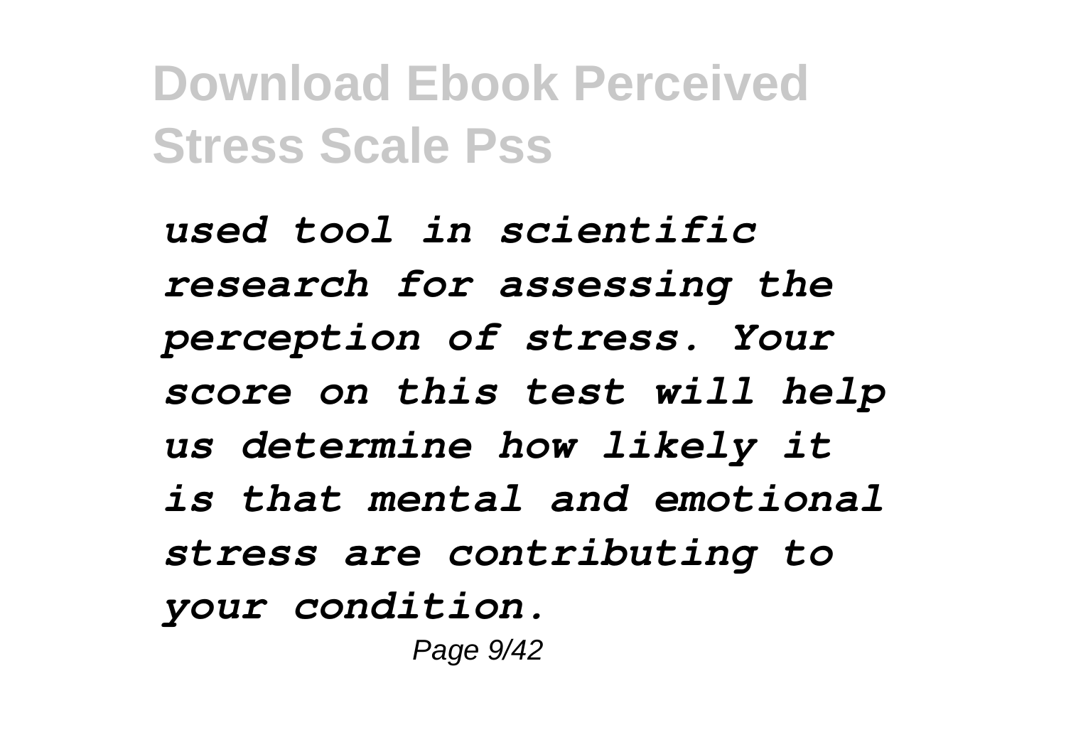*used tool in scientific research for assessing the perception of stress. Your score on this test will help us determine how likely it is that mental and emotional stress are contributing to your condition.*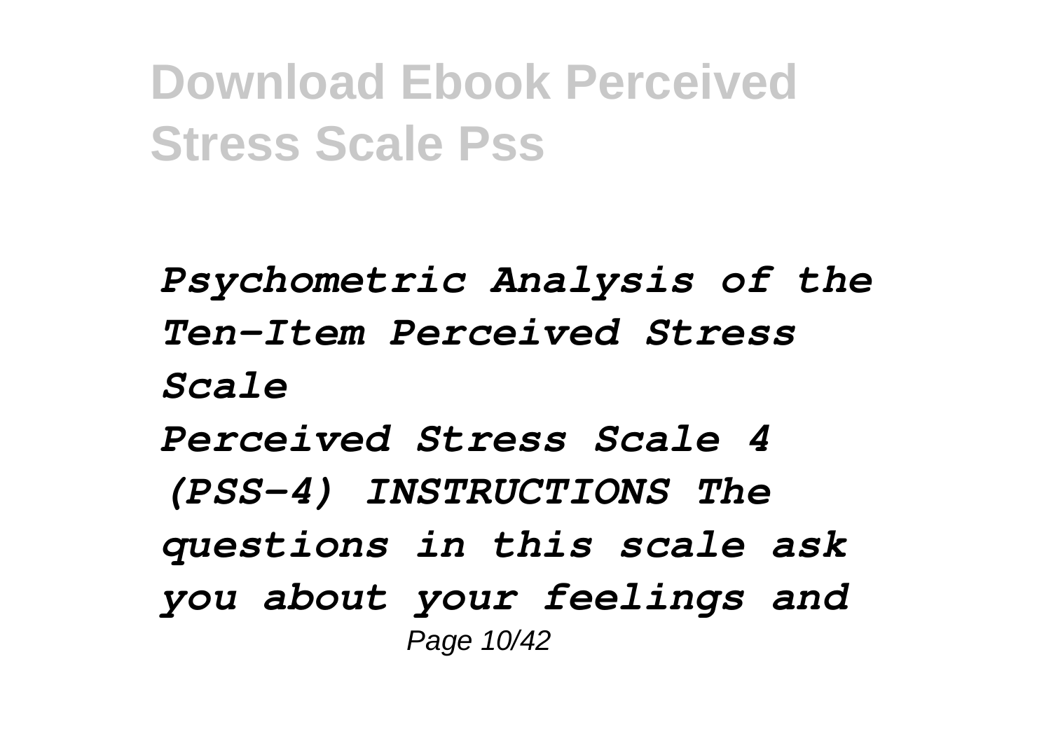*Psychometric Analysis of the Ten-Item Perceived Stress Scale*

*Perceived Stress Scale 4 (PSS-4) INSTRUCTIONS The questions in this scale ask you about your feelings and*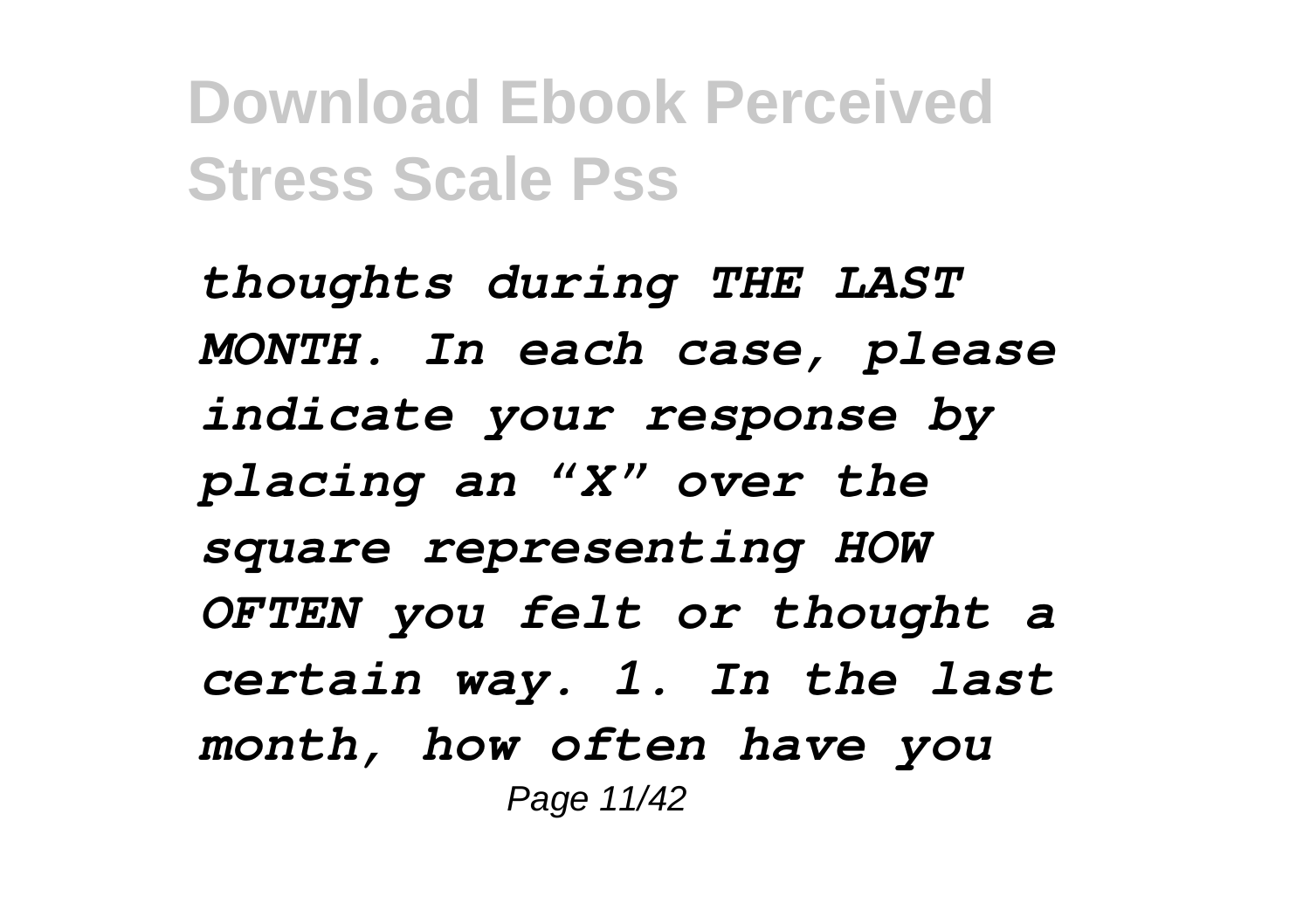*thoughts during THE LAST MONTH. In each case, please indicate your response by placing an “X” over the square representing HOW OFTEN you felt or thought a certain way. 1. In the last month, how often have you*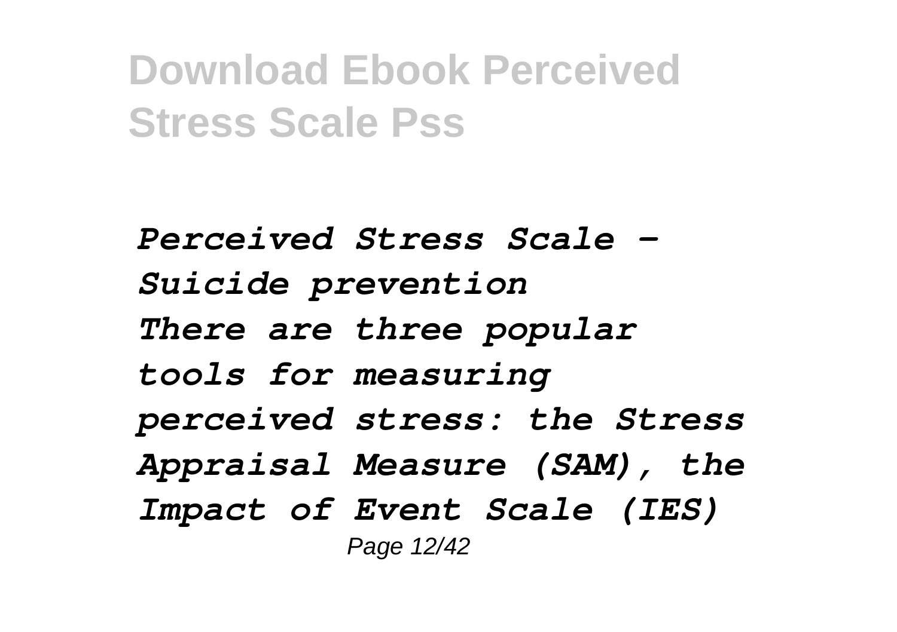*Perceived Stress Scale - Suicide prevention*

*There are three popular tools for measuring perceived stress: the Stress Appraisal Measure (SAM), the Impact of Event Scale (IES)*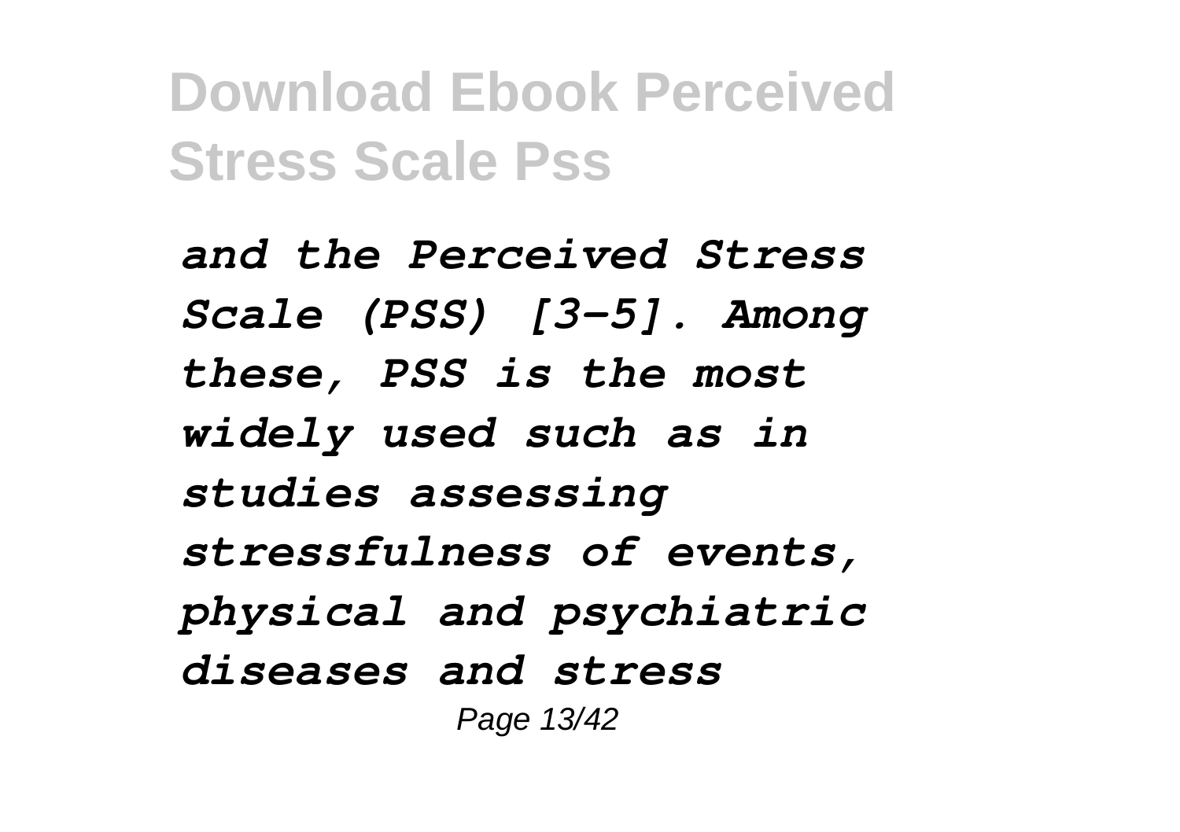*and the Perceived Stress Scale (PSS) [3–5]. Among these, PSS is the most widely used such as in studies assessing stressfulness of events, physical and psychiatric diseases and stress*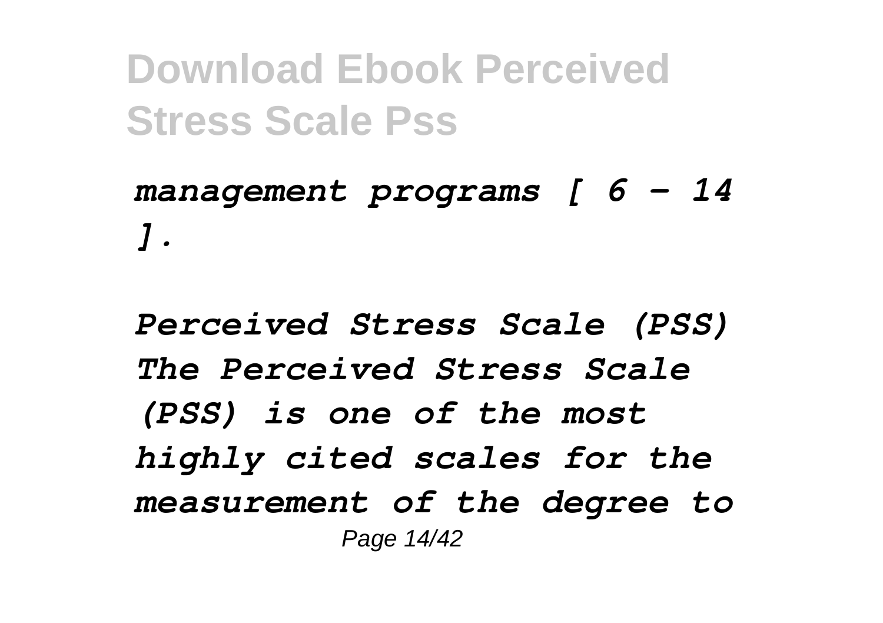*management programs [ 6 – 14 ].*

*Perceived Stress Scale (PSS) The Perceived Stress Scale (PSS) is one of the most highly cited scales for the measurement of the degree to*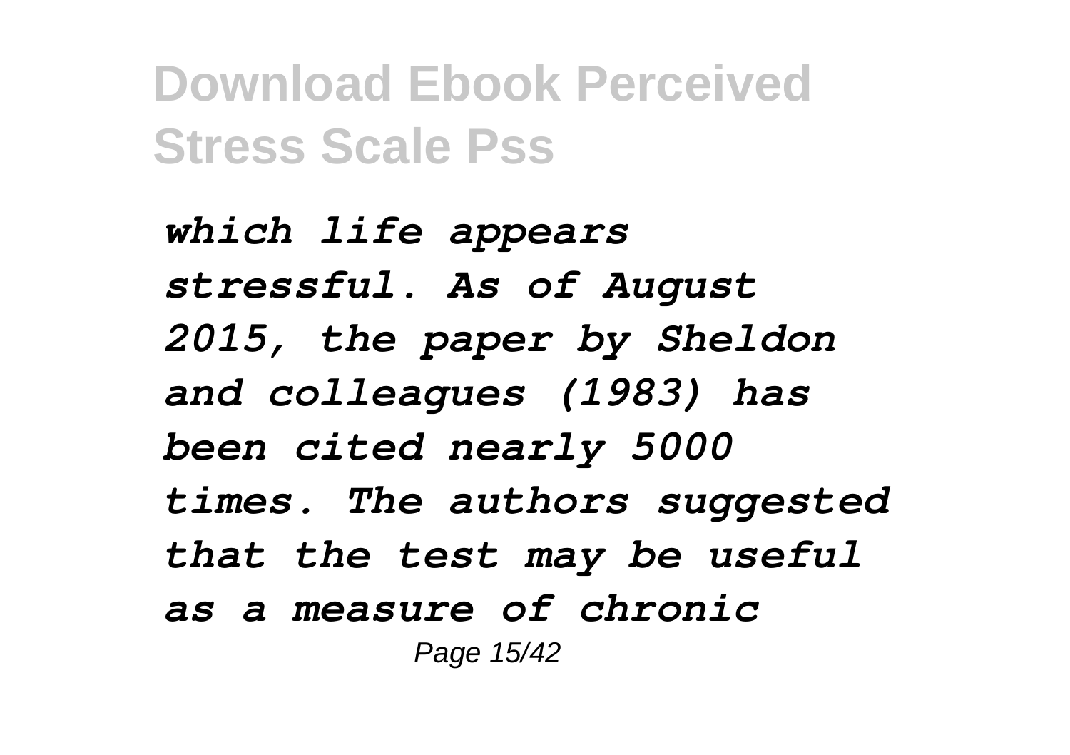*which life appears stressful. As of August 2015, the paper by Sheldon and colleagues (1983) has been cited nearly 5000 times. The authors suggested that the test may be useful as a measure of chronic*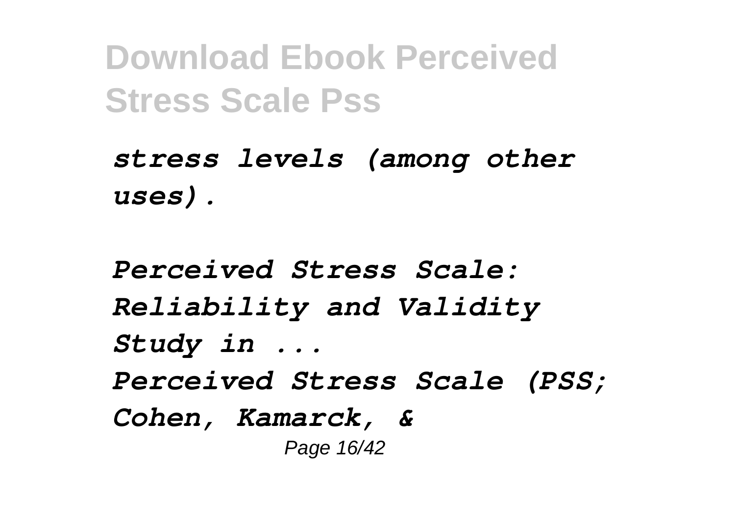*stress levels (among other uses).*

*Perceived Stress Scale: Reliability and Validity Study in ...*

*Perceived Stress Scale (PSS; Cohen, Kamarck, &*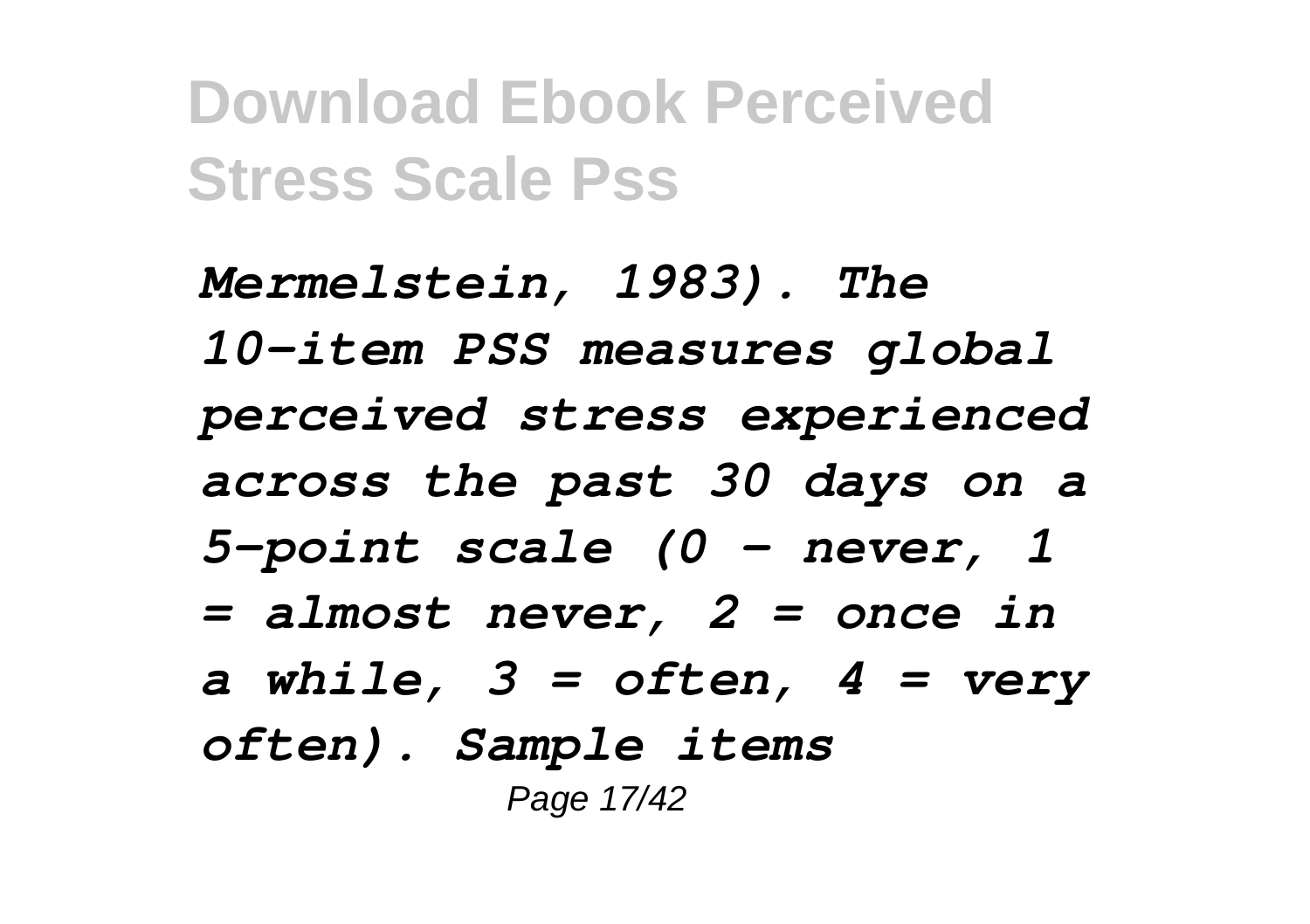*Mermelstein, 1983). The 10-item PSS measures global perceived stress experienced across the past 30 days on a 5-point scale (0 - never, 1 = almost never, 2 = once in a while, 3 = often, 4 = very often). Sample items*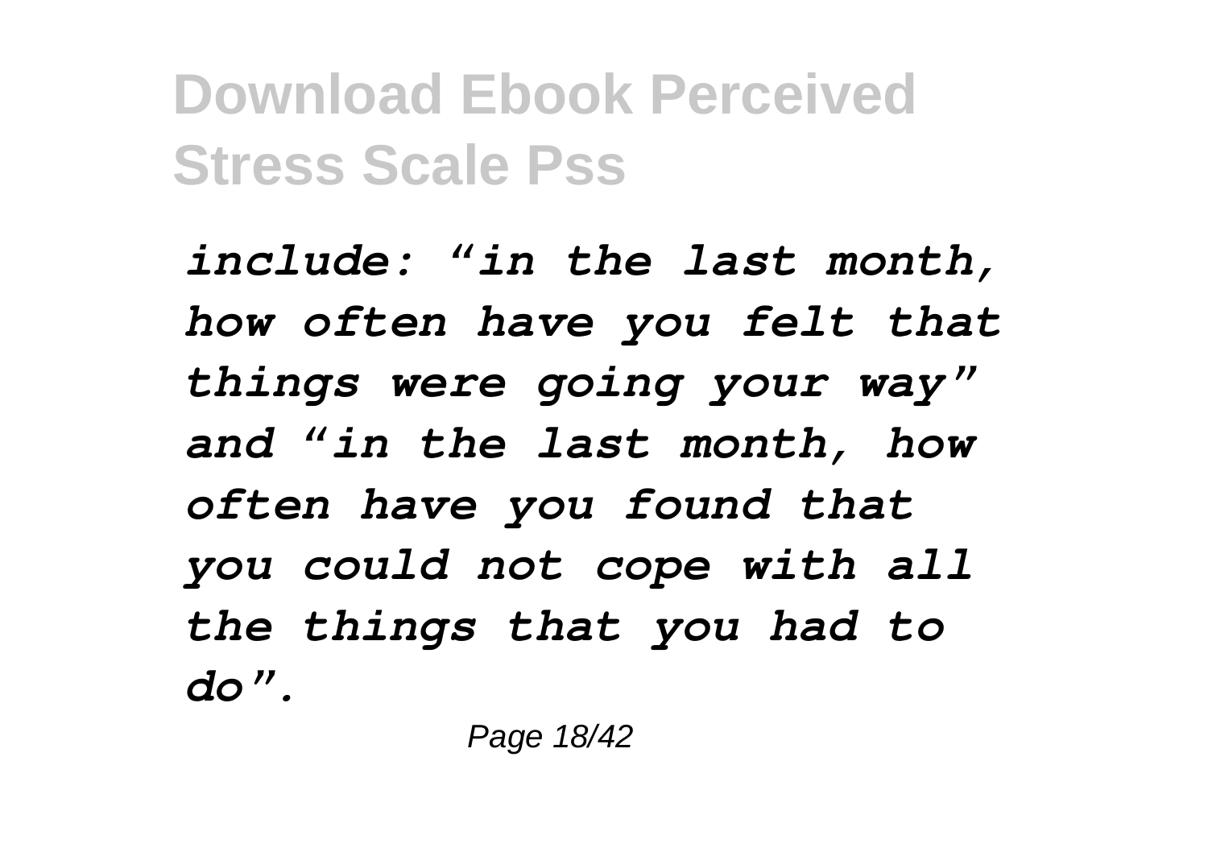*include: "in the last month, how often have you felt that things were going your way" and "in the last month, how often have you found that you could not cope with all the things that you had to do".*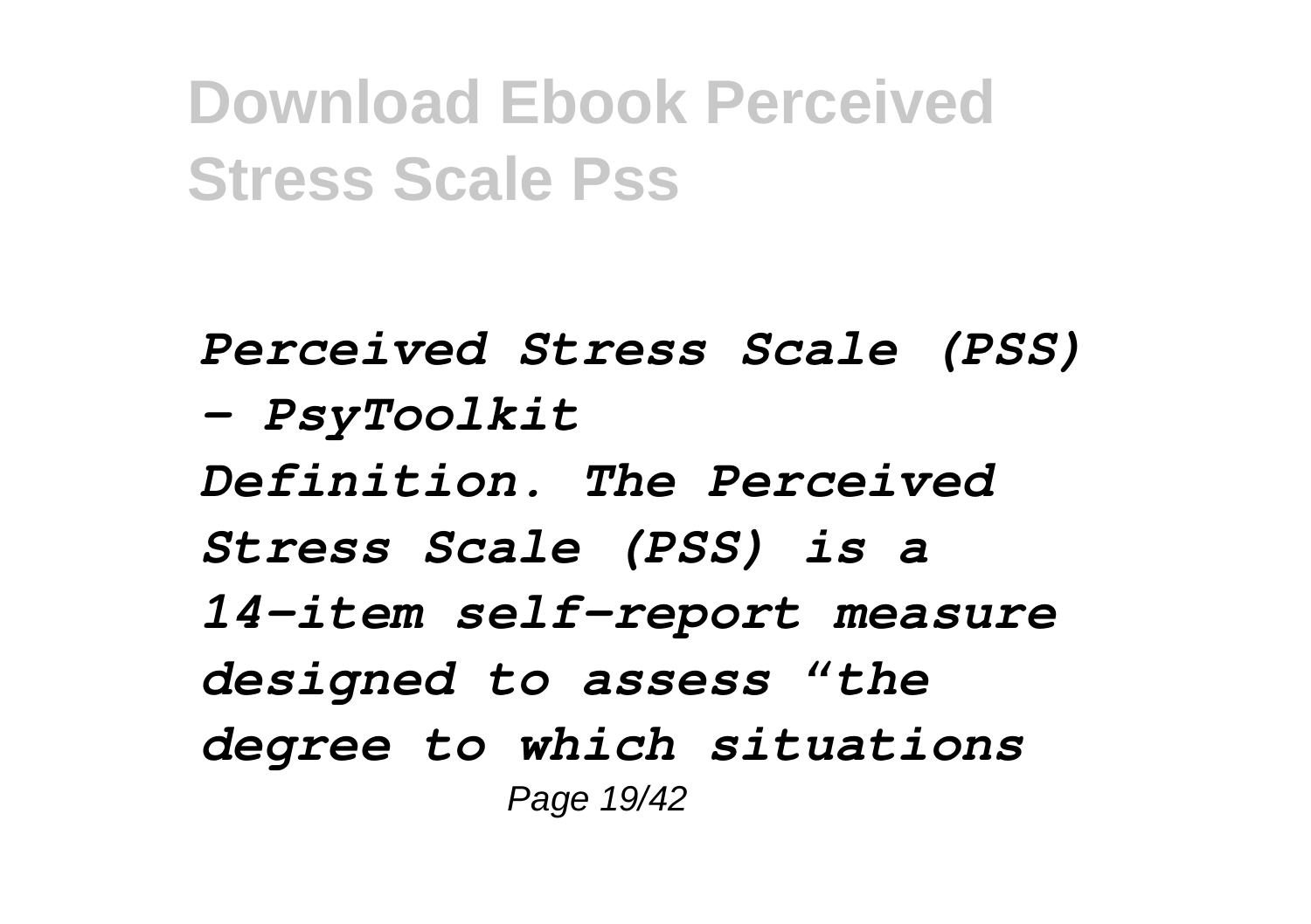*Perceived Stress Scale (PSS) - PsyToolkit*

*Definition. The Perceived Stress Scale (PSS) is a 14-item self-report measure designed to assess “the degree to which situations*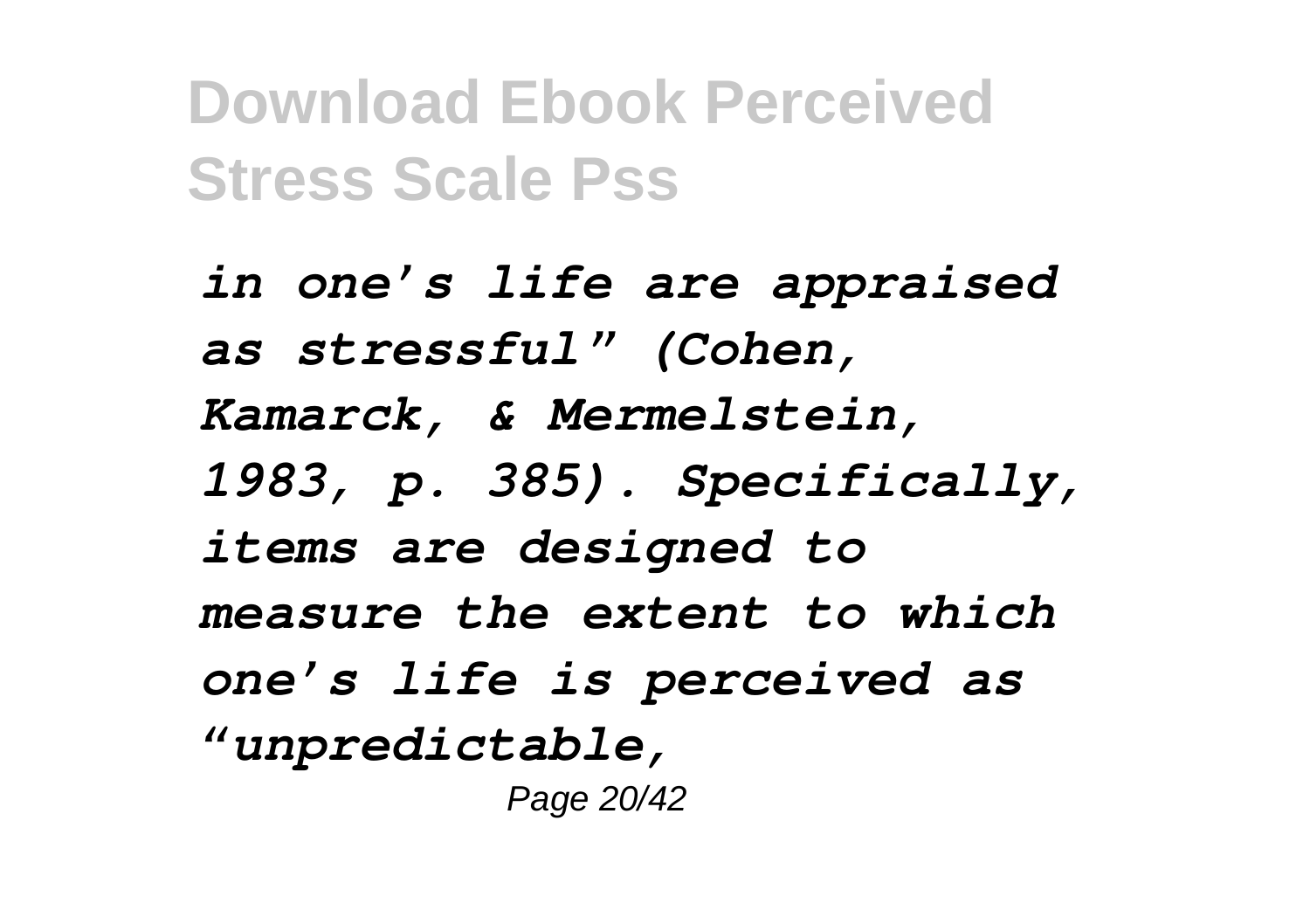*in one's life are appraised as stressful" (Cohen, Kamarck, & Mermelstein, 1983, p. 385). Specifically, items are designed to measure the extent to which one's life is perceived as "unpredictable,*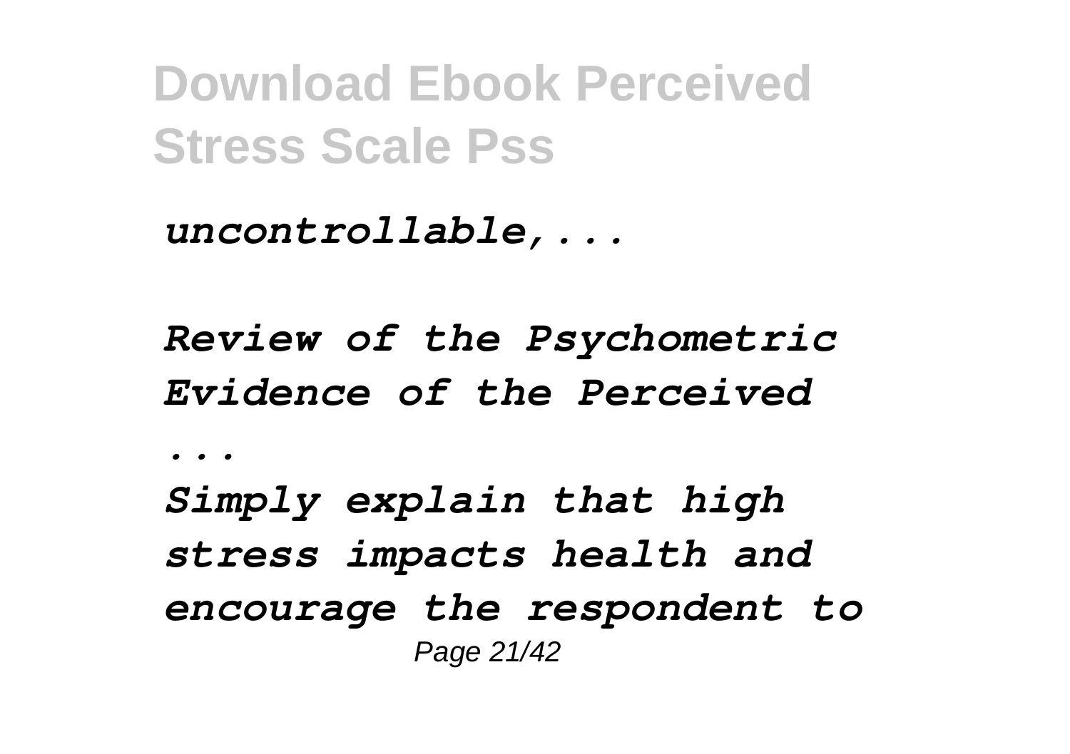*uncontrollable,...*

*Review of the Psychometric Evidence of the Perceived ...*

*Simply explain that high stress impacts health and encourage the respondent to*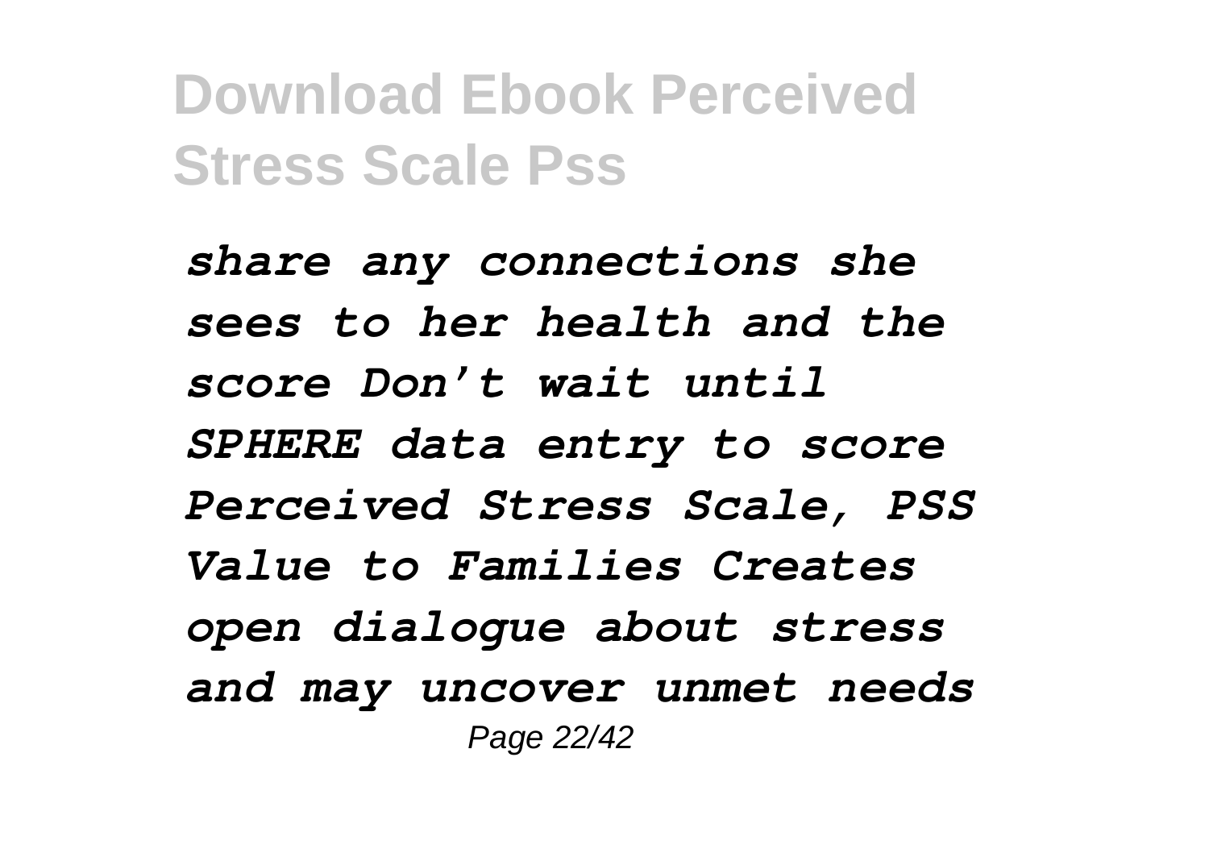*share any connections she sees to her health and the score Don’t wait until SPHERE data entry to score Perceived Stress Scale, PSS Value to Families Creates open dialogue about stress and may uncover unmet needs*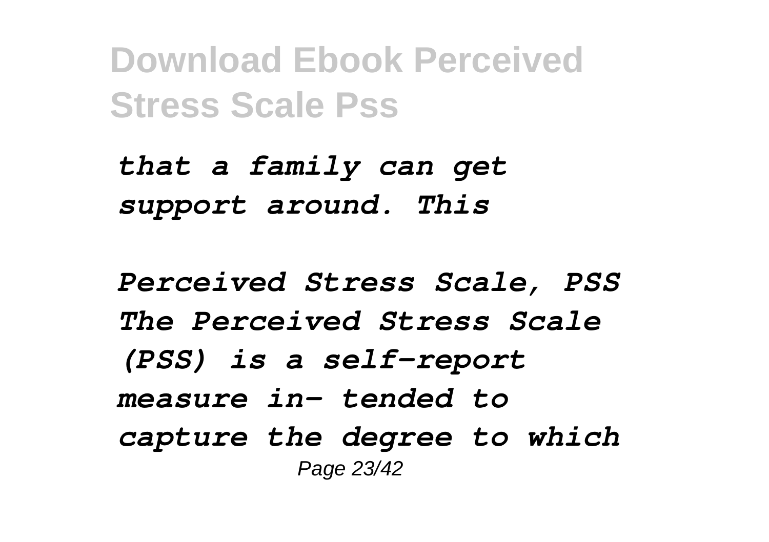*that a family can get support around. This*

*Perceived Stress Scale, PSS The Perceived Stress Scale (PSS) is a self-report measure in- tended to capture the degree to which*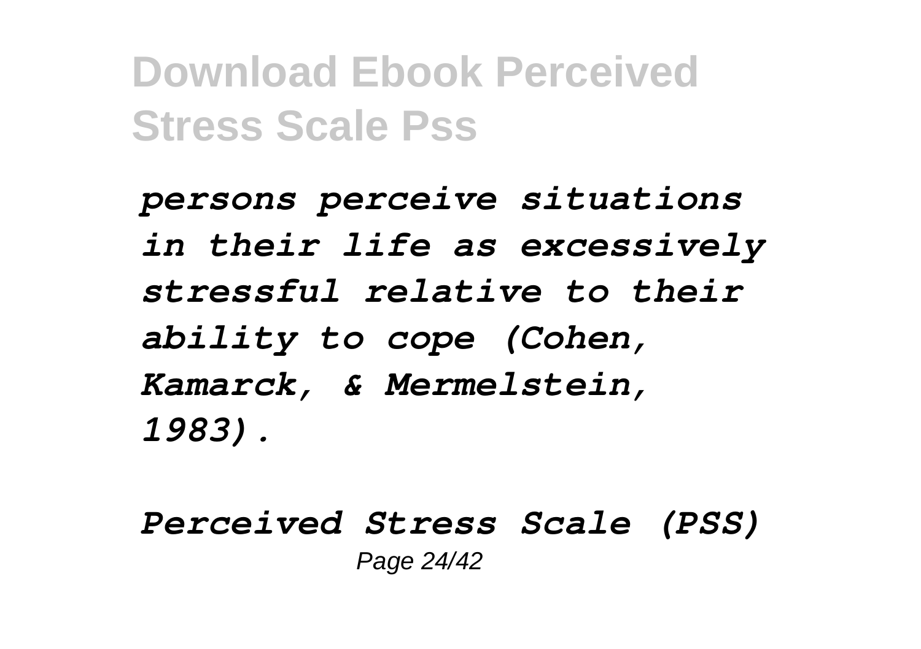*persons perceive situations in their life as excessively stressful relative to their ability to cope (Cohen, Kamarck, & Mermelstein, 1983).*

*Perceived Stress Scale (PSS)*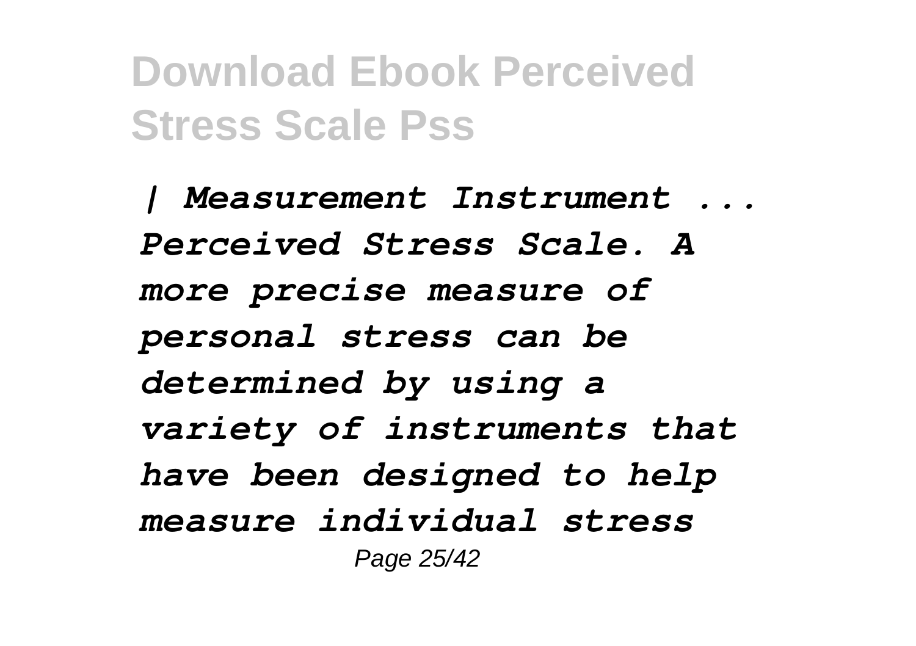*| Measurement Instrument ... Perceived Stress Scale. A more precise measure of personal stress can be determined by using a variety of instruments that have been designed to help measure individual stress*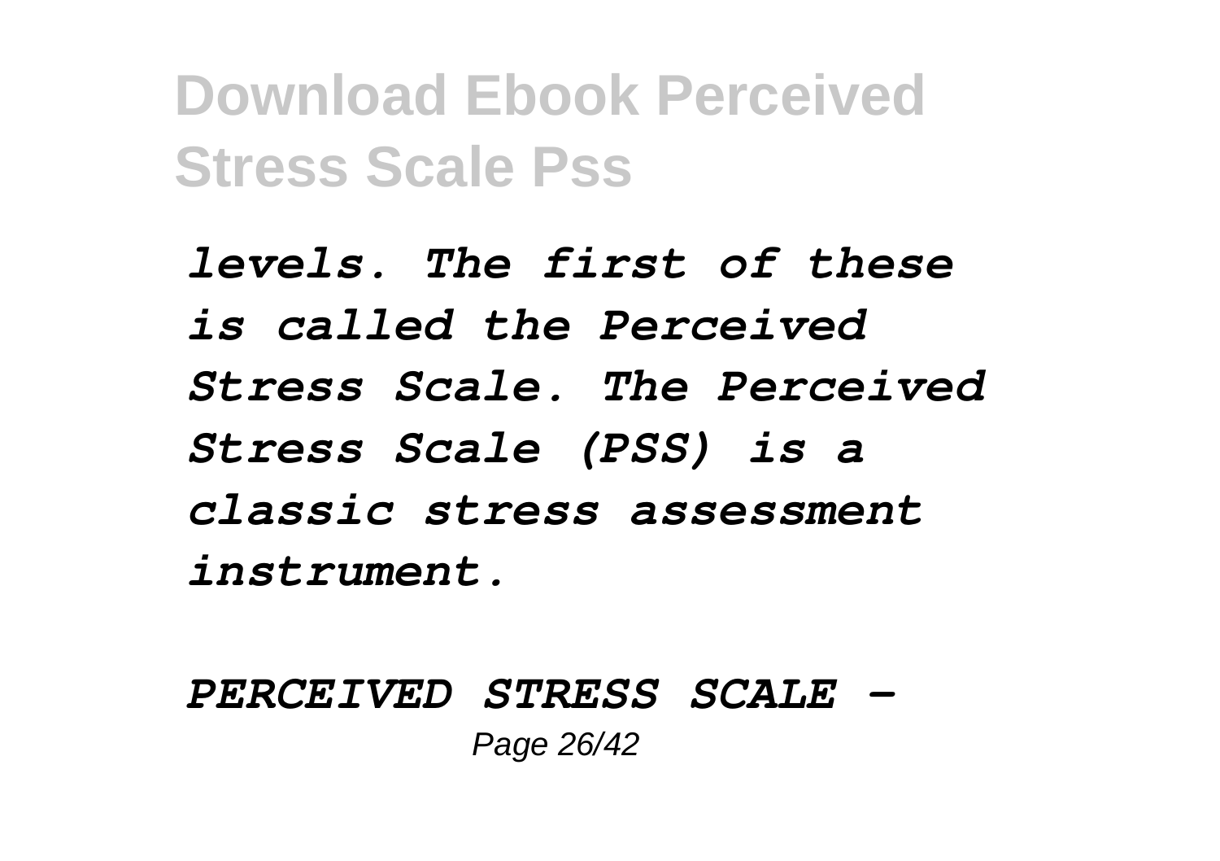*levels. The first of these is called the Perceived Stress Scale. The Perceived Stress Scale (PSS) is a classic stress assessment instrument.*

*PERCEIVED STRESS SCALE -*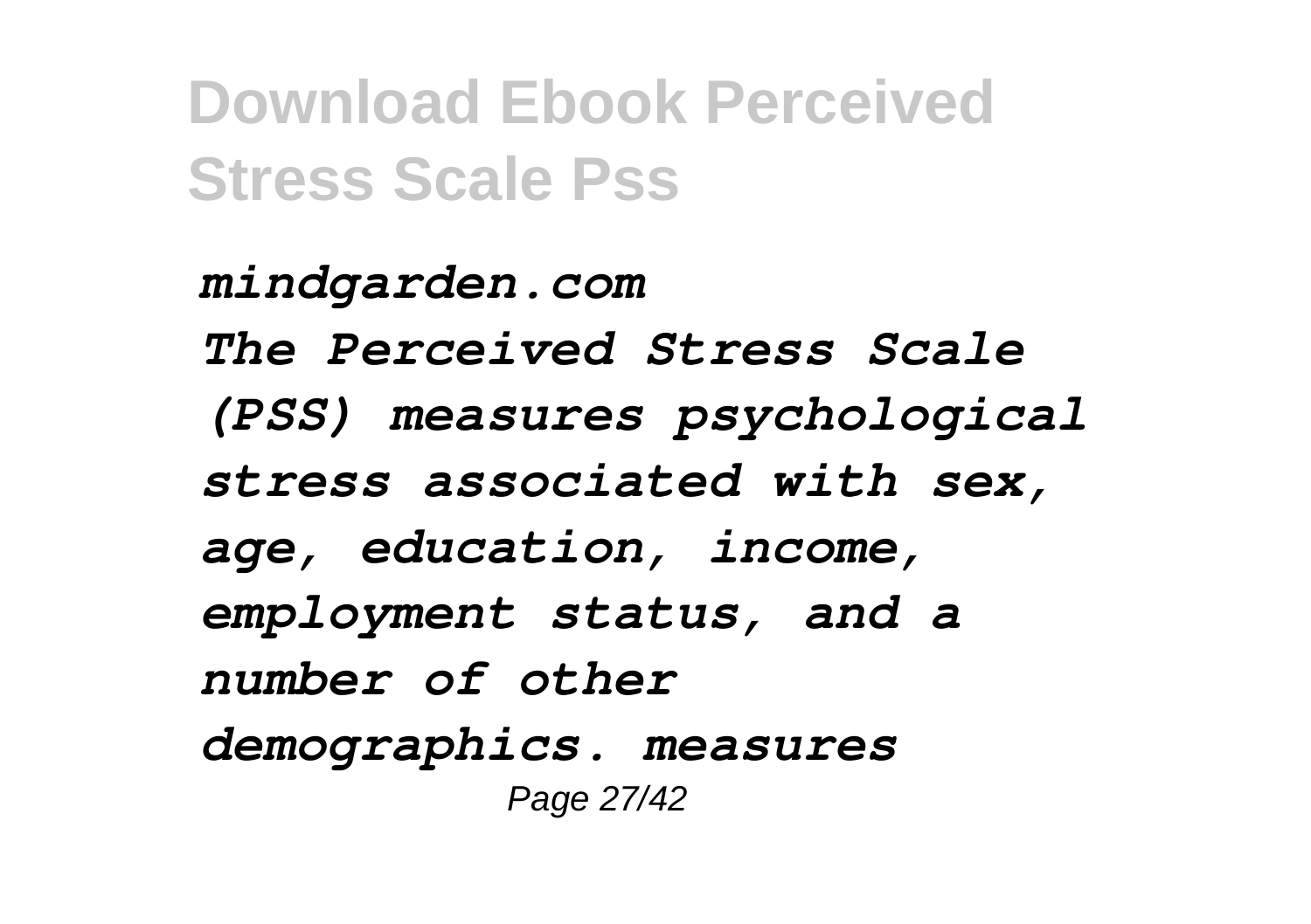*mindgarden.com*
*The Perceived Stress Scale (PSS) measures psychological stress associated with sex, age, education, income, employment status, and a number of other demographics. measures*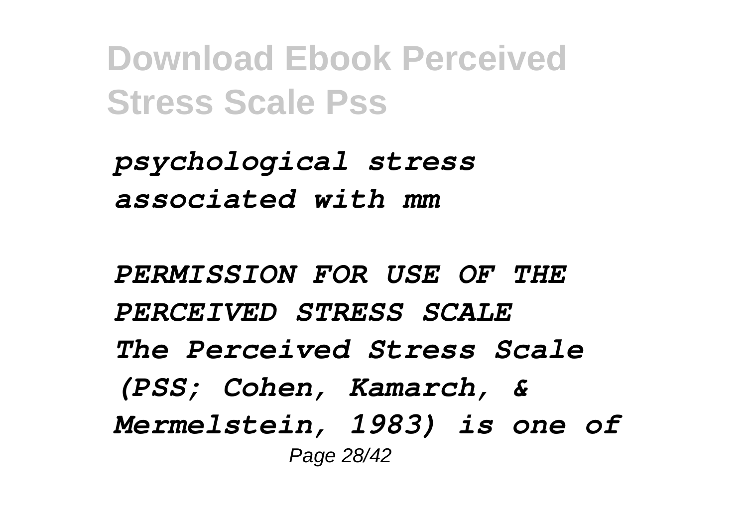*psychological stress associated with mm*

*PERMISSION FOR USE OF THE PERCEIVED STRESS SCALE*

*The Perceived Stress Scale (PSS; Cohen, Kamarch, & Mermelstein, 1983) is one of*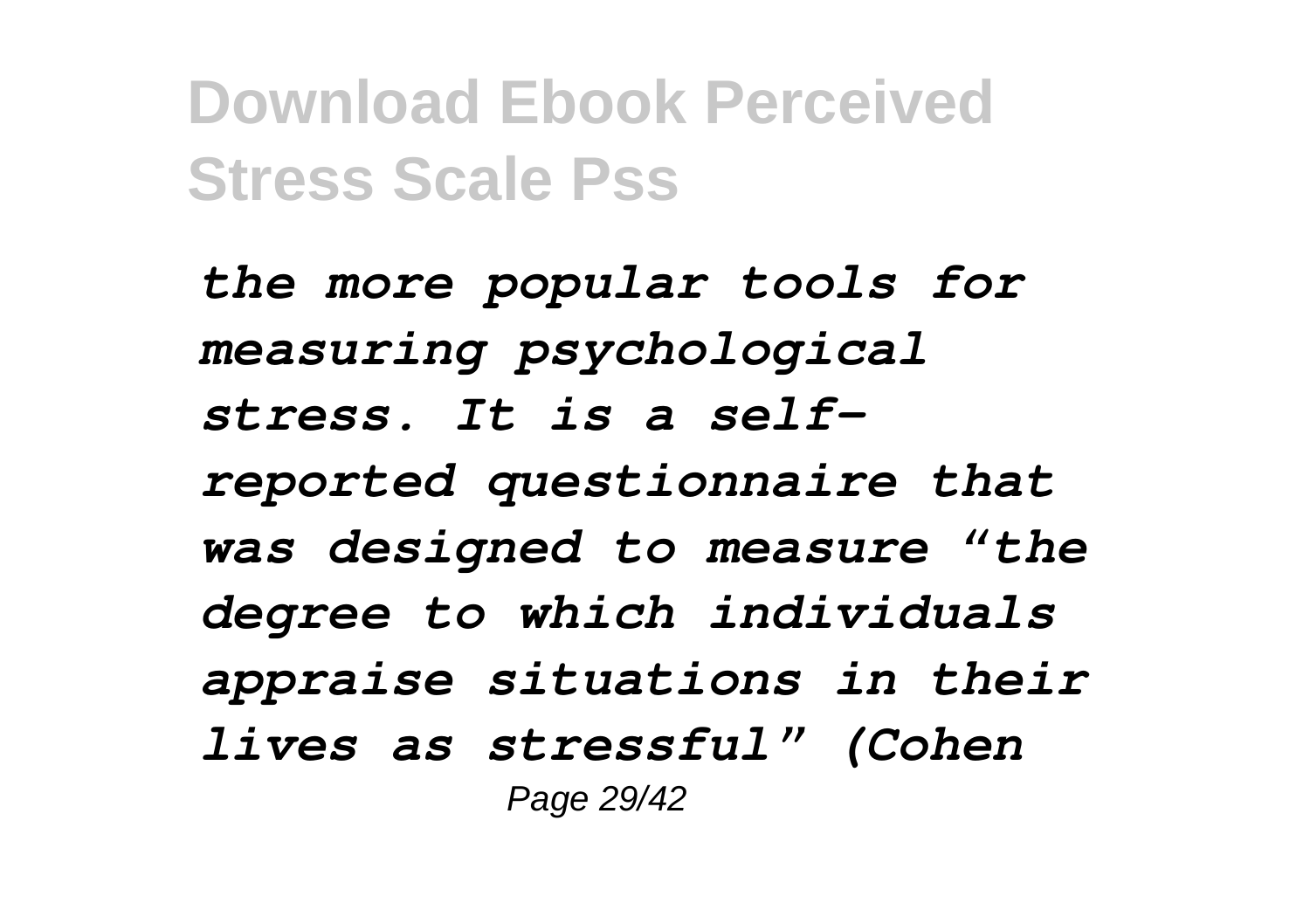*the more popular tools for measuring psychological stress. It is a self-reported questionnaire that was designed to measure "the degree to which individuals appraise situations in their lives as stressful" (Cohen*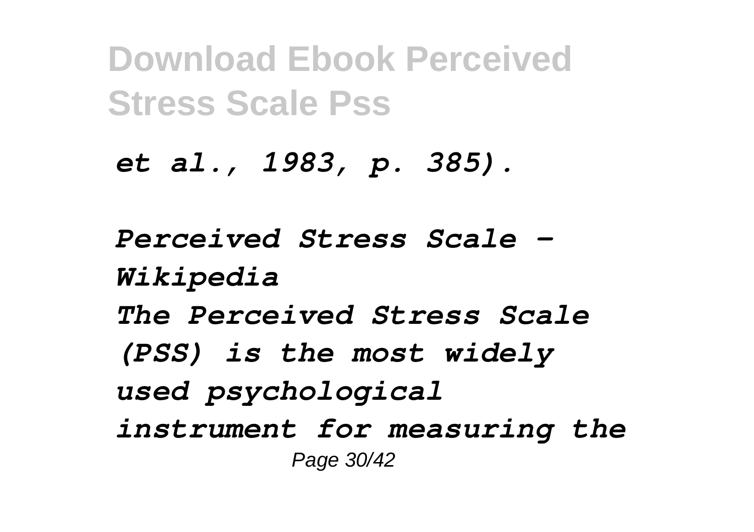*et al., 1983, p. 385).*

*Perceived Stress Scale - Wikipedia*

*The Perceived Stress Scale (PSS) is the most widely used psychological instrument for measuring the*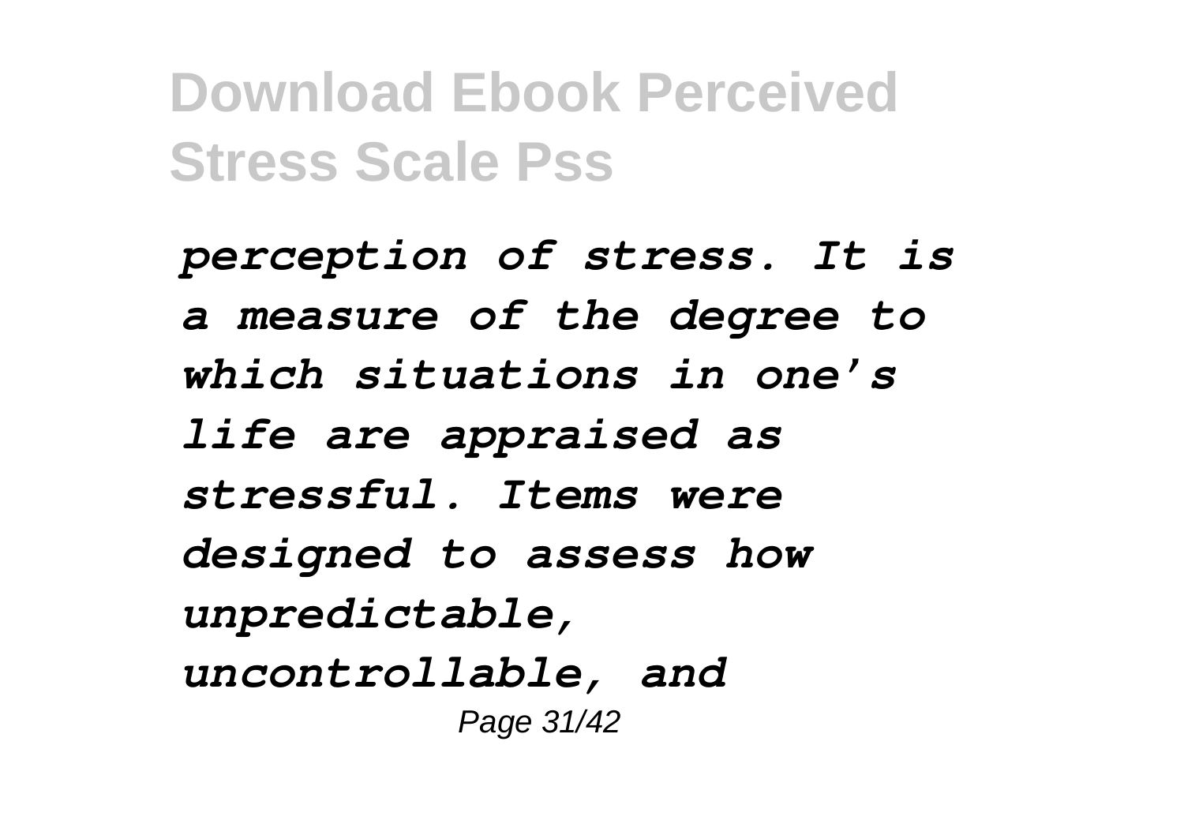*perception of stress. It is a measure of the degree to which situations in one's life are appraised as stressful. Items were designed to assess how unpredictable, uncontrollable, and*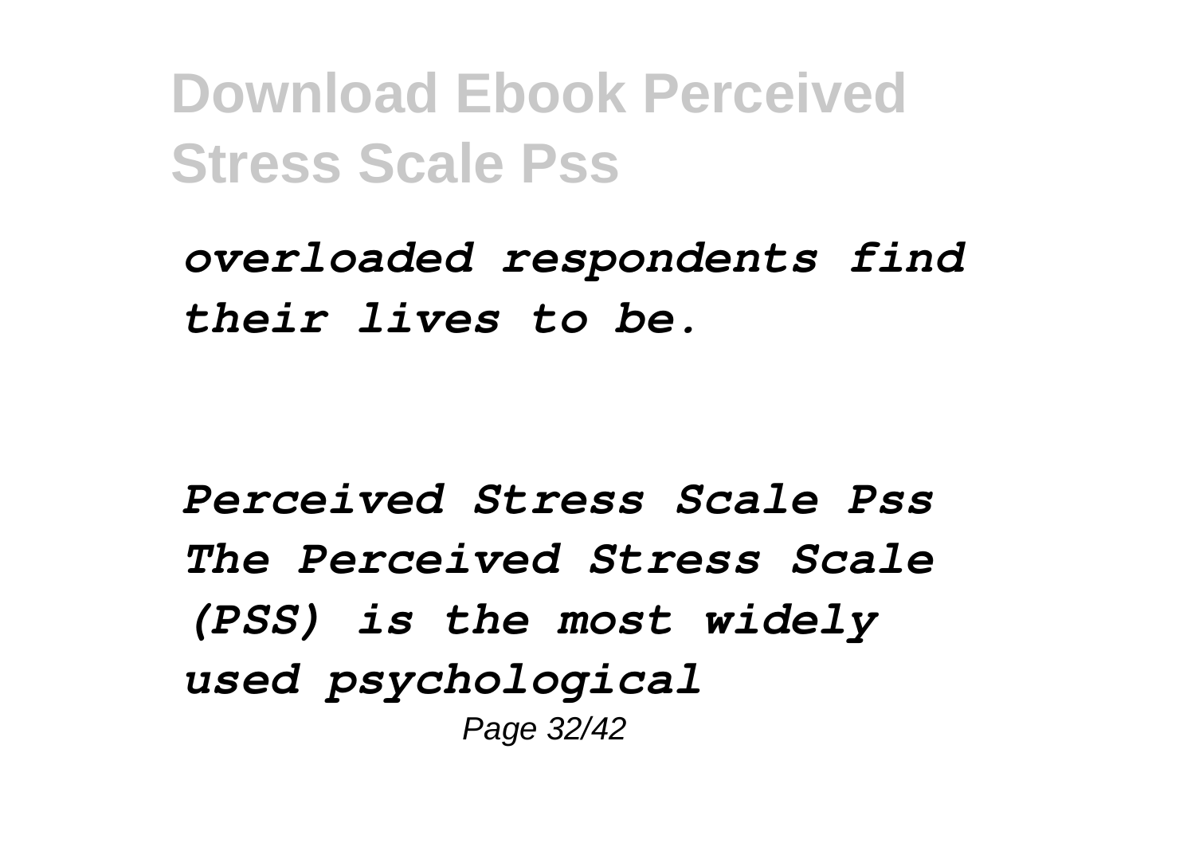*overloaded respondents find their lives to be.*

*Perceived Stress Scale Pss*
*The Perceived Stress Scale (PSS) is the most widely used psychological*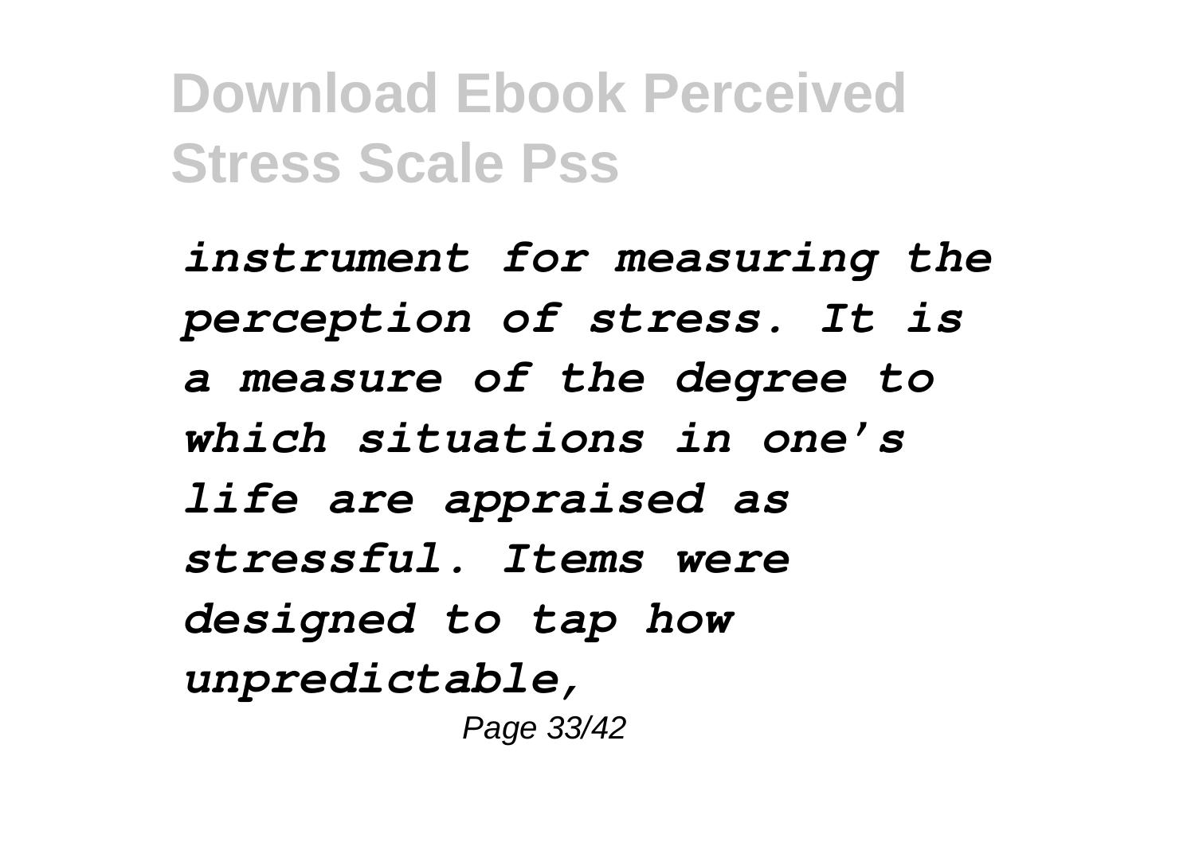*instrument for measuring the perception of stress. It is a measure of the degree to which situations in one's life are appraised as stressful. Items were designed to tap how unpredictable,*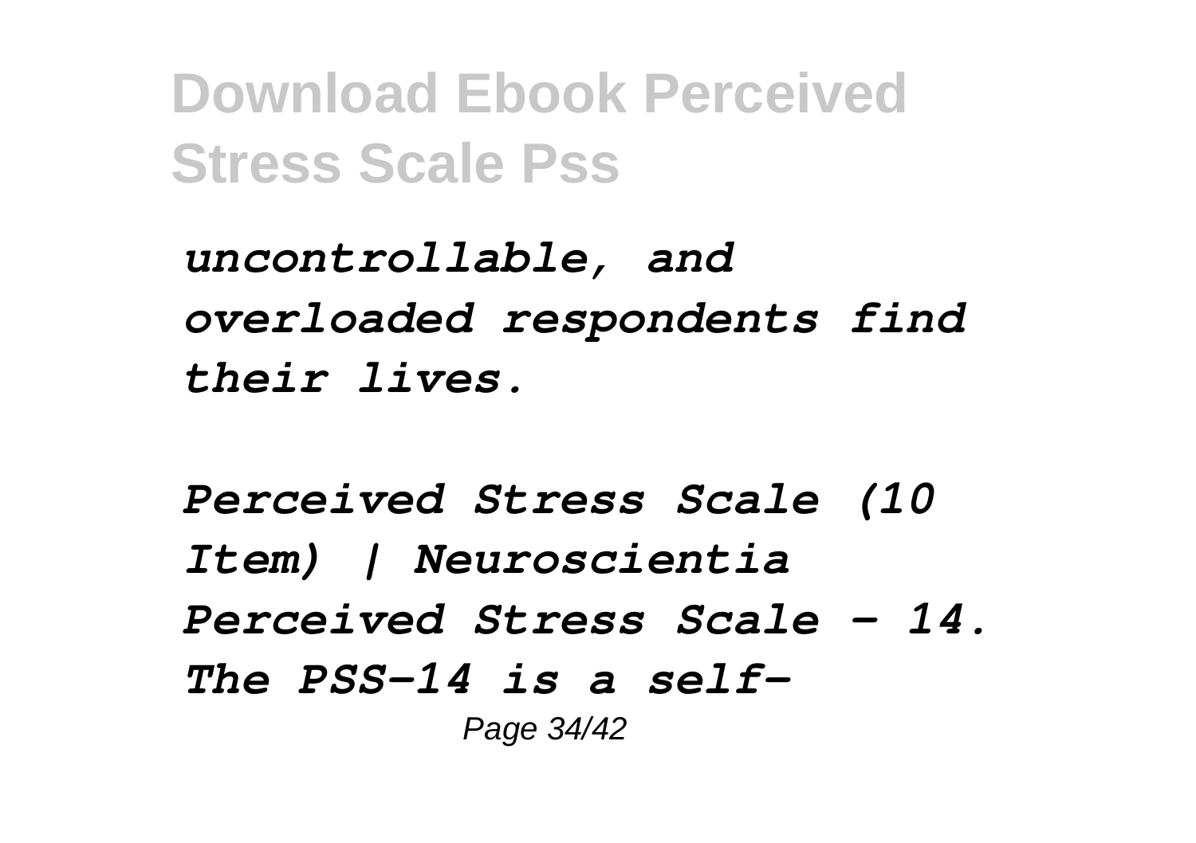*uncontrollable, and overloaded respondents find their lives.*

*Perceived Stress Scale (10 Item) | Neuroscientia*
*Perceived Stress Scale - 14. The PSS-14 is a self-*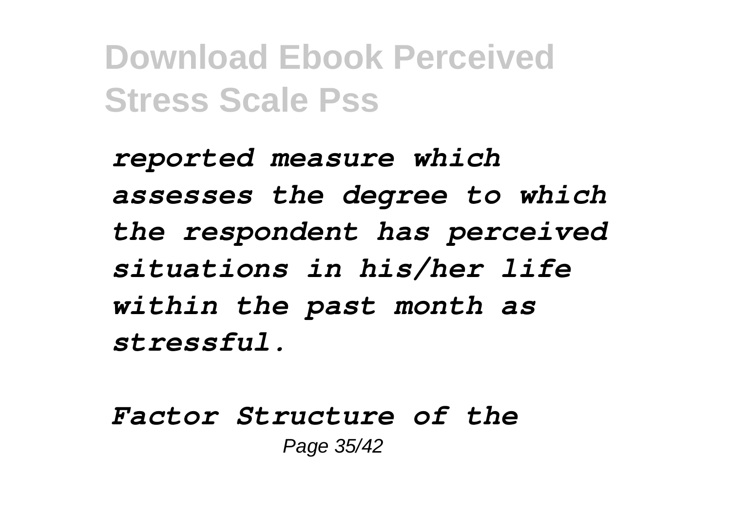*reported measure which assesses the degree to which the respondent has perceived situations in his/her life within the past month as stressful.*

*Factor Structure of the*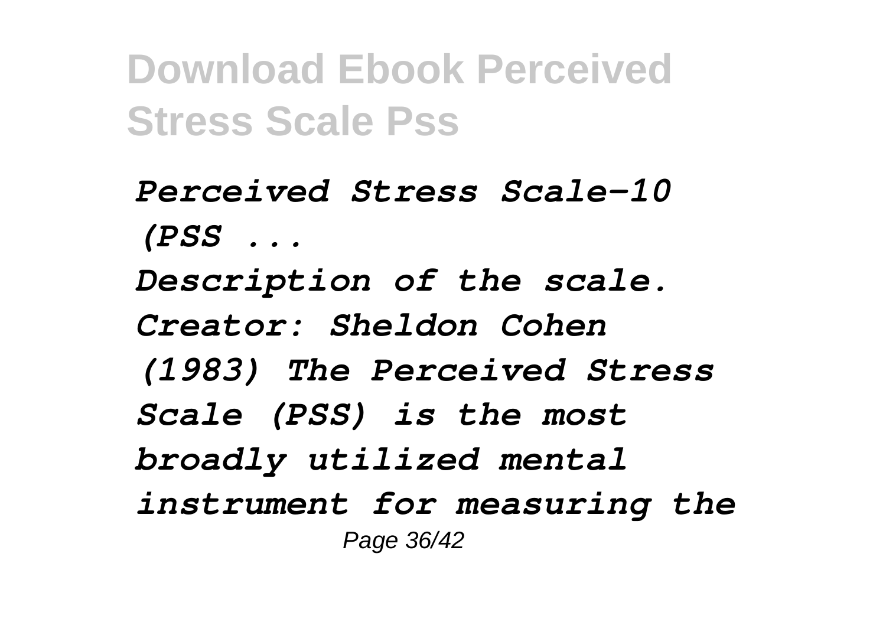*Perceived Stress Scale-10 (PSS ...*

*Description of the scale. Creator: Sheldon Cohen (1983) The Perceived Stress Scale (PSS) is the most broadly utilized mental instrument for measuring the*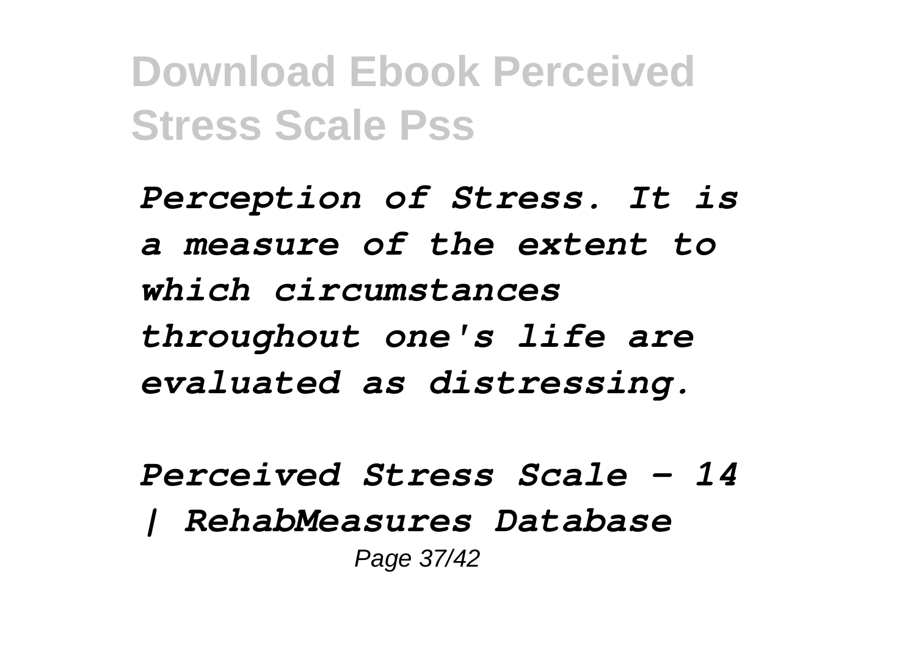*Perception of Stress. It is a measure of the extent to which circumstances throughout one's life are evaluated as distressing.*

*Perceived Stress Scale - 14 | RehabMeasures Database*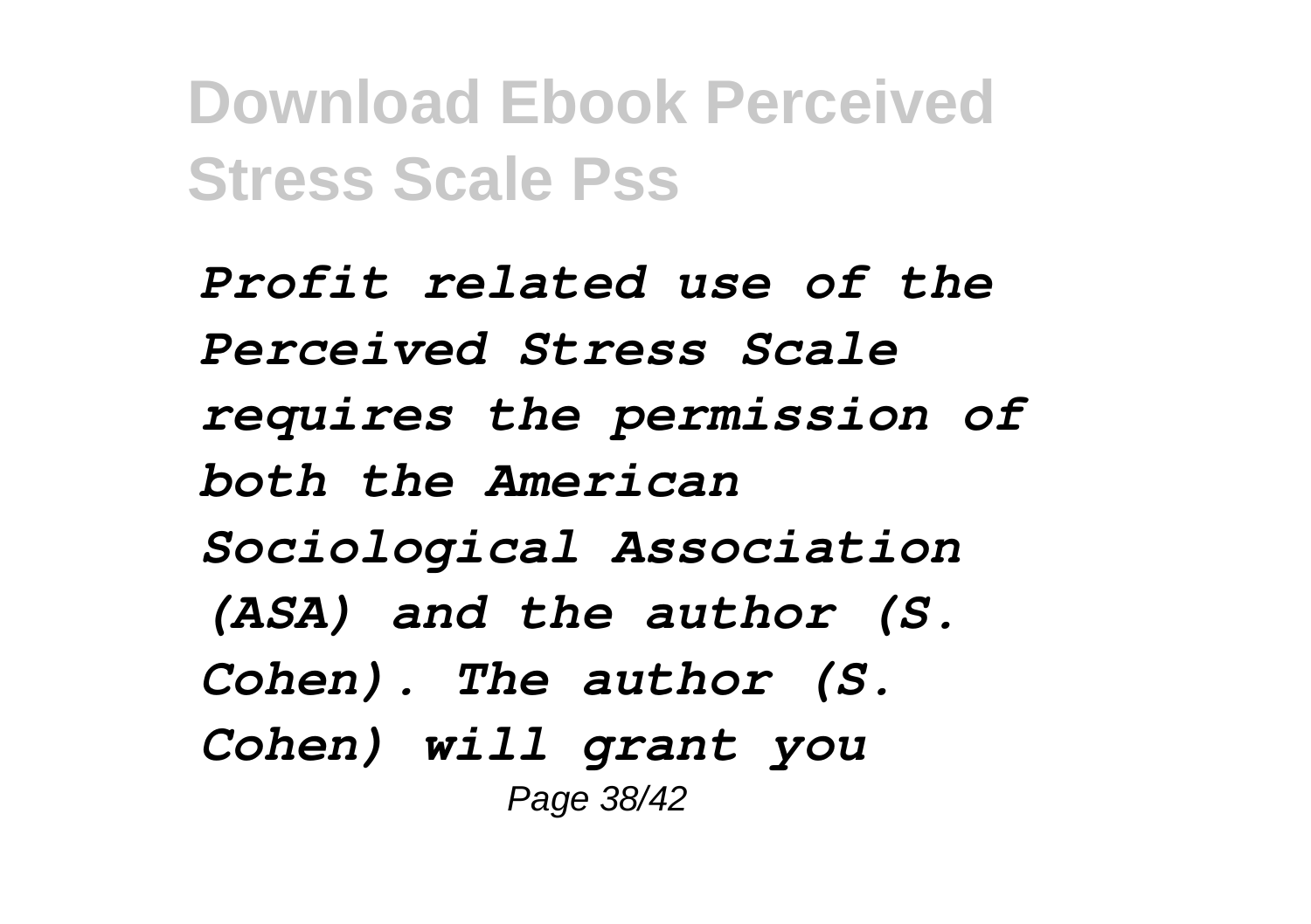*Profit related use of the Perceived Stress Scale requires the permission of both the American Sociological Association (ASA) and the author (S. Cohen). The author (S. Cohen) will grant you*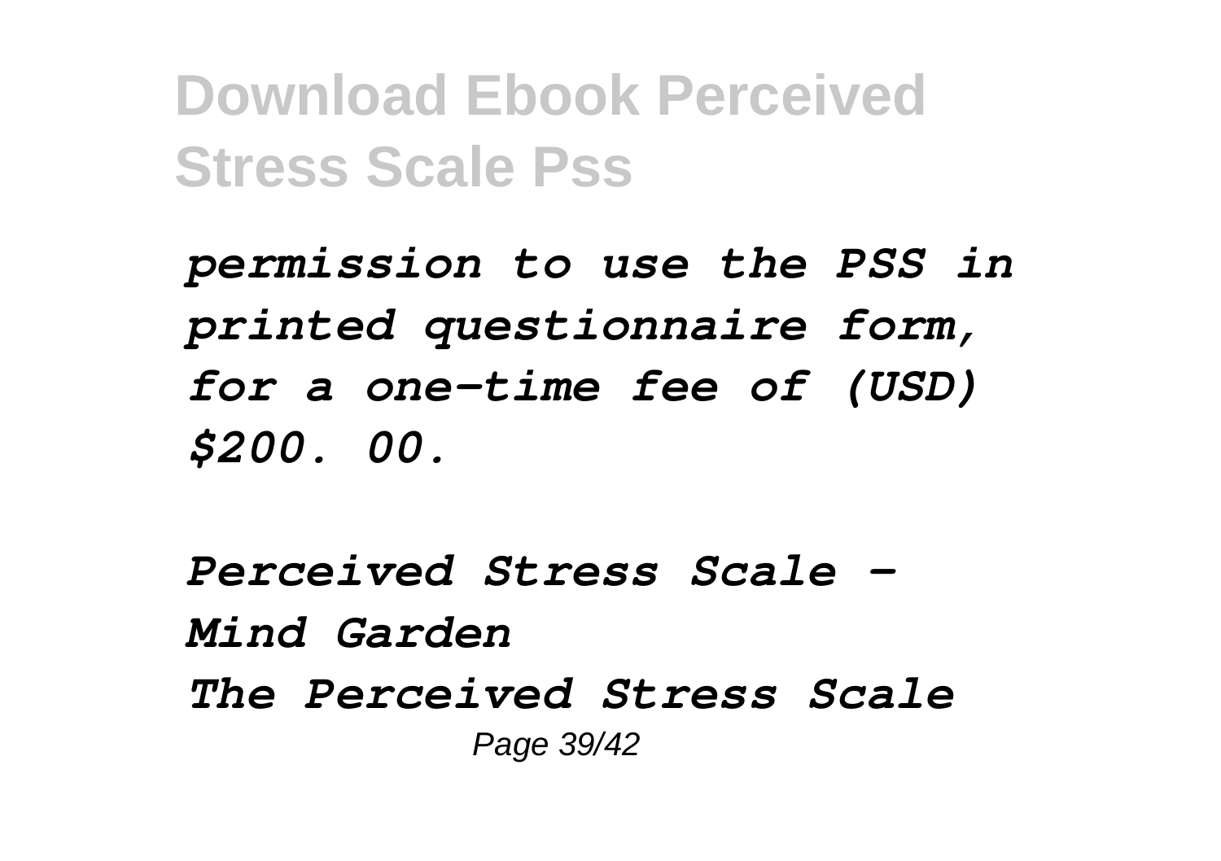*permission to use the PSS in printed questionnaire form, for a one-time fee of (USD) $200. 00.*

*Perceived Stress Scale - Mind Garden*

*The Perceived Stress Scale*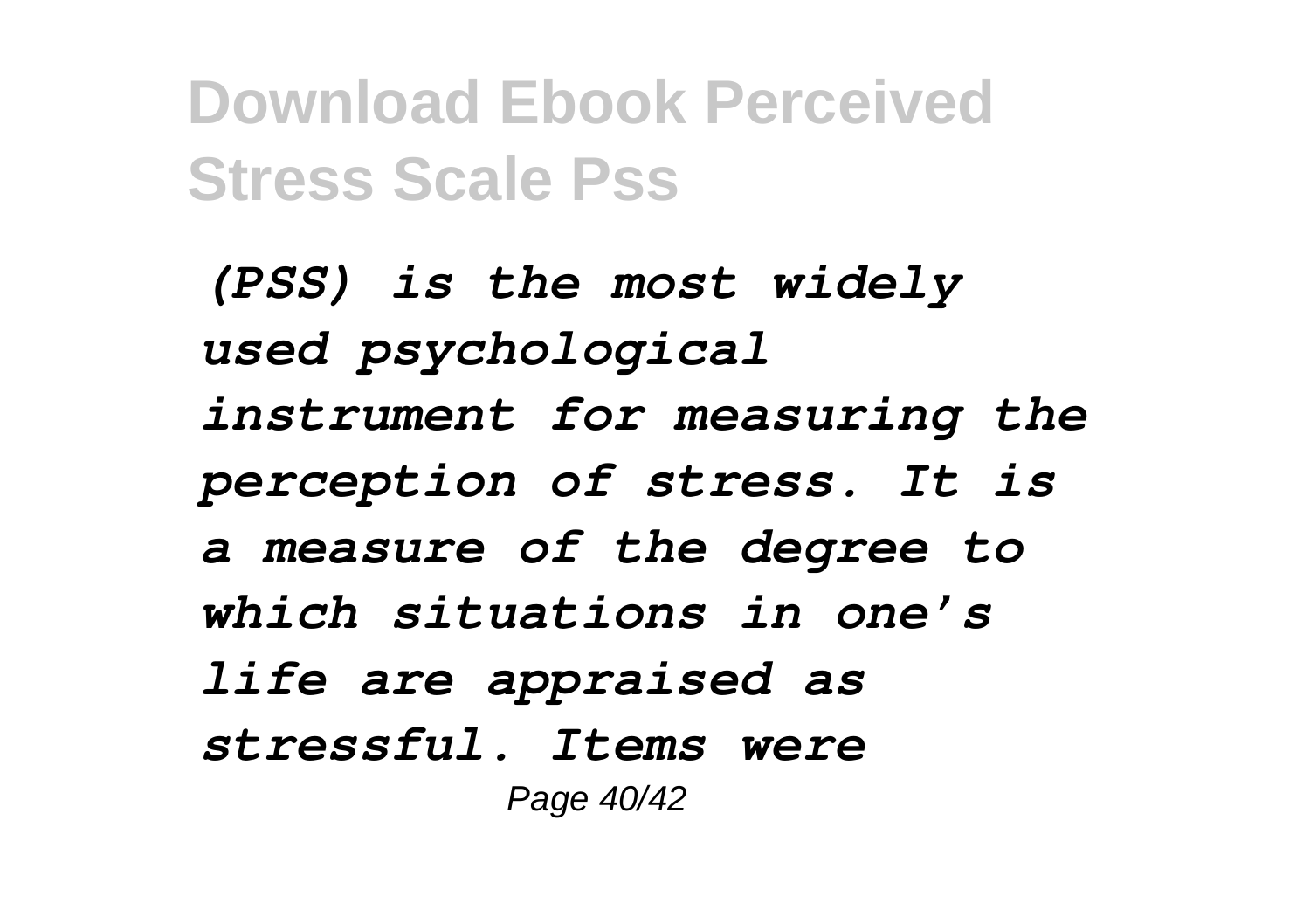*(PSS) is the most widely used psychological instrument for measuring the perception of stress. It is a measure of the degree to which situations in one's life are appraised as stressful. Items were*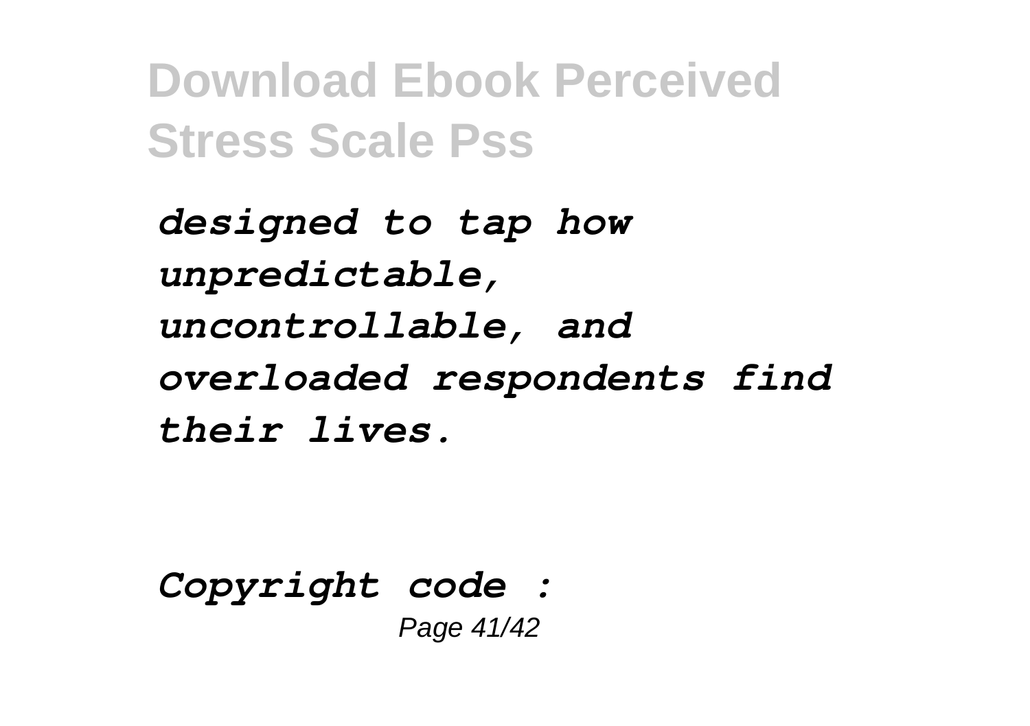*designed to tap how unpredictable, uncontrollable, and overloaded respondents find their lives.*

*Copyright code :*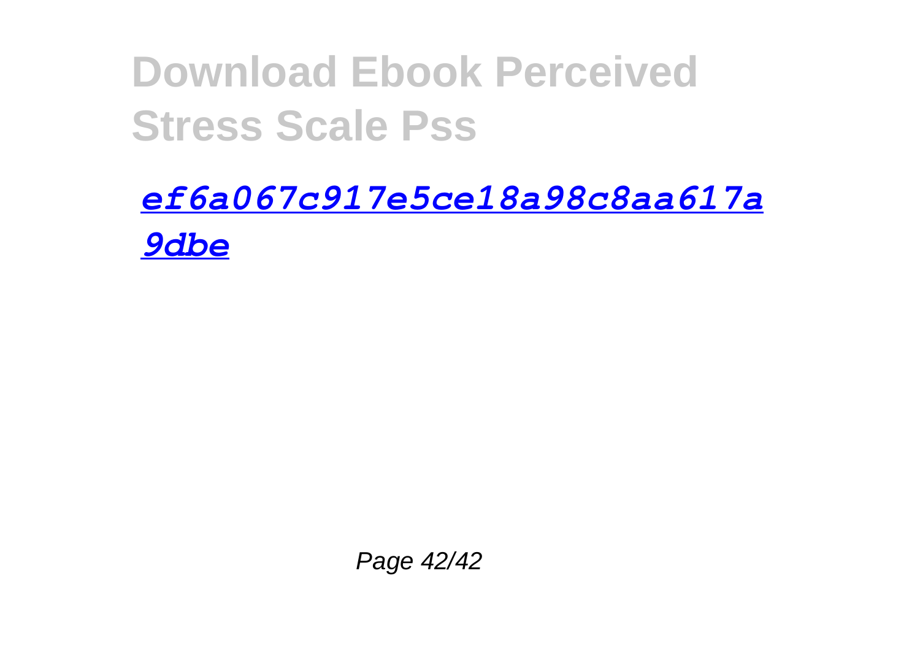ef6a067c917e5ce18a98c8aa617a9dbe